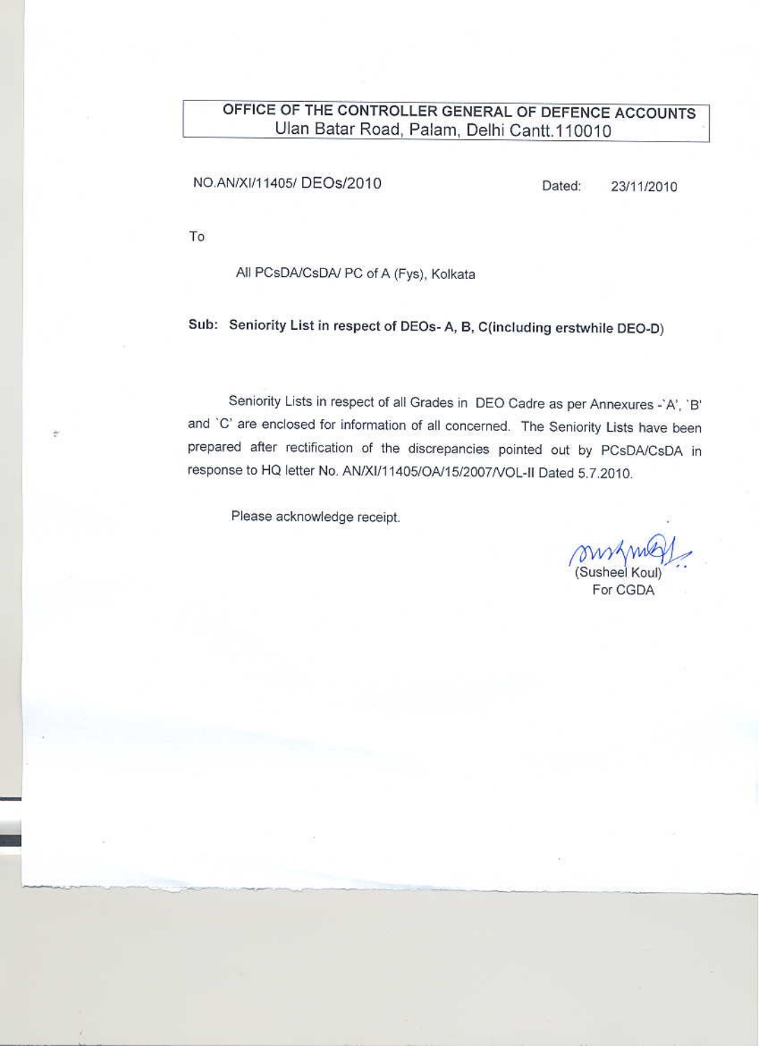**OFFICE OF THE CONTROLLER GENERAL OF DEFENCE ACCOUNTS**
Ulan Batar Road, Palam, Delhi Cantt.110010

NO.AN/XI/11405/ DEOs/2010 Dated: 23/11/2010

To

All PCsDA/CsDA/ PC of A (Fys), Kolkata

**Sub: Seniority List in respect of DEOs- A, B, C(including erstwhile DEO-D)**

Seniority Lists in respect of all Grades in DEO Cadre as per Annexures -`A', `B' and `C' are enclosed for information of all concerned. The Seniority Lists have been prepared after rectification of the discrepancies pointed out by PCsDA/CsDA in response to HQ letter No. AN/XI/11405/OA/15/2007/VOL-II Dated 5.7.2010.

Please acknowledge receipt.

(Susheel Koul)
For CGDA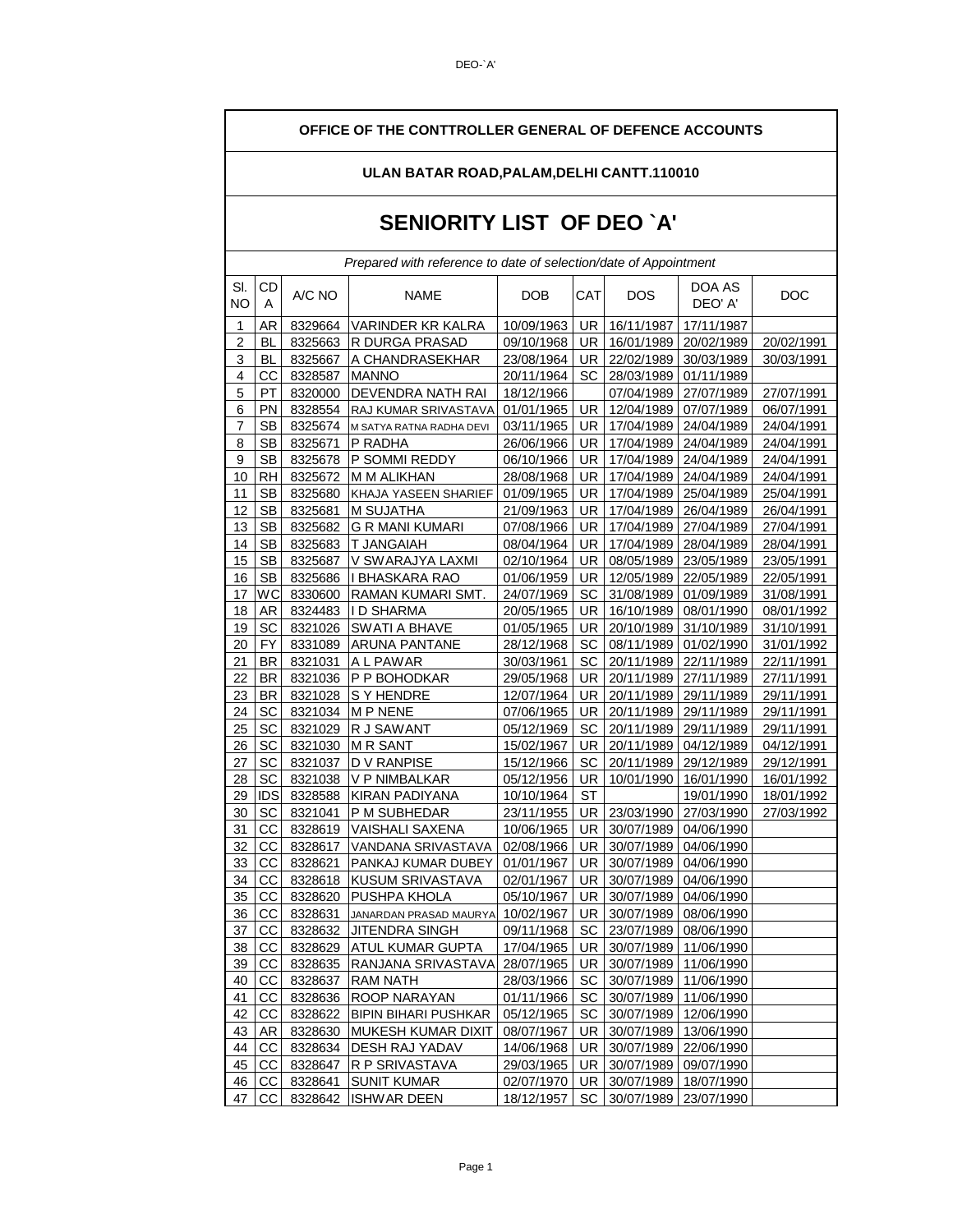**OFFICE OF THE CONTTROLLER GENERAL OF DEFENCE ACCOUNTS**

**ULAN BATAR ROAD,PALAM,DELHI CANTT.110010**

# SENIORITY LIST OF DEO `A'

*Prepared with reference to date of selection/date of Appointment*

| Sl. NO | CDA | A/C NO | NAME | DOB | CAT | DOS | DOA AS DEO' A' | DOC |
|---|---|---|---|---|---|---|---|---|
| 1 | AR | 8329664 | VARINDER KR KALRA | 10/09/1963 | UR | 16/11/1987 | 17/11/1987 | |
| 2 | BL | 8325663 | R DURGA PRASAD | 09/10/1968 | UR | 16/01/1989 | 20/02/1989 | 20/02/1991 |
| 3 | BL | 8325667 | A CHANDRASEKHAR | 23/08/1964 | UR | 22/02/1989 | 30/03/1989 | 30/03/1991 |
| 4 | CC | 8328587 | MANNO | 20/11/1964 | SC | 28/03/1989 | 01/11/1989 | |
| 5 | PT | 8320000 | DEVENDRA NATH RAI | 18/12/1966 | | 07/04/1989 | 27/07/1989 | 27/07/1991 |
| 6 | PN | 8328554 | RAJ KUMAR SRIVASTAVA | 01/01/1965 | UR | 12/04/1989 | 07/07/1989 | 06/07/1991 |
| 7 | SB | 8325674 | M SATYA RATNA RADHA DEVI | 03/11/1965 | UR | 17/04/1989 | 24/04/1989 | 24/04/1991 |
| 8 | SB | 8325671 | P RADHA | 26/06/1966 | UR | 17/04/1989 | 24/04/1989 | 24/04/1991 |
| 9 | SB | 8325678 | P SOMMI REDDY | 06/10/1966 | UR | 17/04/1989 | 24/04/1989 | 24/04/1991 |
| 10 | RH | 8325672 | M M ALIKHAN | 28/08/1968 | UR | 17/04/1989 | 24/04/1989 | 24/04/1991 |
| 11 | SB | 8325680 | KHAJA YASEEN SHARIEF | 01/09/1965 | UR | 17/04/1989 | 25/04/1989 | 25/04/1991 |
| 12 | SB | 8325681 | M SUJATHA | 21/09/1963 | UR | 17/04/1989 | 26/04/1989 | 26/04/1991 |
| 13 | SB | 8325682 | G R MANI KUMARI | 07/08/1966 | UR | 17/04/1989 | 27/04/1989 | 27/04/1991 |
| 14 | SB | 8325683 | T JANGAIAH | 08/04/1964 | UR | 17/04/1989 | 28/04/1989 | 28/04/1991 |
| 15 | SB | 8325687 | V SWARAJYA LAXMI | 02/10/1964 | UR | 08/05/1989 | 23/05/1989 | 23/05/1991 |
| 16 | SB | 8325686 | I BHASKARA RAO | 01/06/1959 | UR | 12/05/1989 | 22/05/1989 | 22/05/1991 |
| 17 | WC | 8330600 | RAMAN KUMARI SMT. | 24/07/1969 | SC | 31/08/1989 | 01/09/1989 | 31/08/1991 |
| 18 | AR | 8324483 | I D SHARMA | 20/05/1965 | UR | 16/10/1989 | 08/01/1990 | 08/01/1992 |
| 19 | SC | 8321026 | SWATI A BHAVE | 01/05/1965 | UR | 20/10/1989 | 31/10/1989 | 31/10/1991 |
| 20 | FY | 8331089 | ARUNA PANTANE | 28/12/1968 | SC | 08/11/1989 | 01/02/1990 | 31/01/1992 |
| 21 | BR | 8321031 | A L PAWAR | 30/03/1961 | SC | 20/11/1989 | 22/11/1989 | 22/11/1991 |
| 22 | BR | 8321036 | P P BOHODKAR | 29/05/1968 | UR | 20/11/1989 | 27/11/1989 | 27/11/1991 |
| 23 | BR | 8321028 | S Y HENDRE | 12/07/1964 | UR | 20/11/1989 | 29/11/1989 | 29/11/1991 |
| 24 | SC | 8321034 | M P NENE | 07/06/1965 | UR | 20/11/1989 | 29/11/1989 | 29/11/1991 |
| 25 | SC | 8321029 | R J SAWANT | 05/12/1969 | SC | 20/11/1989 | 29/11/1989 | 29/11/1991 |
| 26 | SC | 8321030 | M R SANT | 15/02/1967 | UR | 20/11/1989 | 04/12/1989 | 04/12/1991 |
| 27 | SC | 8321037 | D V RANPISE | 15/12/1966 | SC | 20/11/1989 | 29/12/1989 | 29/12/1991 |
| 28 | SC | 8321038 | V P NIMBALKAR | 05/12/1956 | UR | 10/01/1990 | 16/01/1990 | 16/01/1992 |
| 29 | IDS | 8328588 | KIRAN PADIYANA | 10/10/1964 | ST | | 19/01/1990 | 18/01/1992 |
| 30 | SC | 8321041 | P M SUBHEDAR | 23/11/1955 | UR | 23/03/1990 | 27/03/1990 | 27/03/1992 |
| 31 | CC | 8328619 | VAISHALI SAXENA | 10/06/1965 | UR | 30/07/1989 | 04/06/1990 | |
| 32 | CC | 8328617 | VANDANA SRIVASTAVA | 02/08/1966 | UR | 30/07/1989 | 04/06/1990 | |
| 33 | CC | 8328621 | PANKAJ KUMAR DUBEY | 01/01/1967 | UR | 30/07/1989 | 04/06/1990 | |
| 34 | CC | 8328618 | KUSUM SRIVASTAVA | 02/01/1967 | UR | 30/07/1989 | 04/06/1990 | |
| 35 | CC | 8328620 | PUSHPA KHOLA | 05/10/1967 | UR | 30/07/1989 | 04/06/1990 | |
| 36 | CC | 8328631 | JANARDAN PRASAD MAURYA | 10/02/1967 | UR | 30/07/1989 | 08/06/1990 | |
| 37 | CC | 8328632 | JITENDRA SINGH | 09/11/1968 | SC | 23/07/1989 | 08/06/1990 | |
| 38 | CC | 8328629 | ATUL KUMAR GUPTA | 17/04/1965 | UR | 30/07/1989 | 11/06/1990 | |
| 39 | CC | 8328635 | RANJANA SRIVASTAVA | 28/07/1965 | UR | 30/07/1989 | 11/06/1990 | |
| 40 | CC | 8328637 | RAM NATH | 28/03/1966 | SC | 30/07/1989 | 11/06/1990 | |
| 41 | CC | 8328636 | ROOP NARAYAN | 01/11/1966 | SC | 30/07/1989 | 11/06/1990 | |
| 42 | CC | 8328622 | BIPIN BIHARI PUSHKAR | 05/12/1965 | SC | 30/07/1989 | 12/06/1990 | |
| 43 | AR | 8328630 | MUKESH KUMAR DIXIT | 08/07/1967 | UR | 30/07/1989 | 13/06/1990 | |
| 44 | CC | 8328634 | DESH RAJ YADAV | 14/06/1968 | UR | 30/07/1989 | 22/06/1990 | |
| 45 | CC | 8328647 | R P SRIVASTAVA | 29/03/1965 | UR | 30/07/1989 | 09/07/1990 | |
| 46 | CC | 8328641 | SUNIT KUMAR | 02/07/1970 | UR | 30/07/1989 | 18/07/1990 | |
| 47 | CC | 8328642 | ISHWAR DEEN | 18/12/1957 | SC | 30/07/1989 | 23/07/1990 | |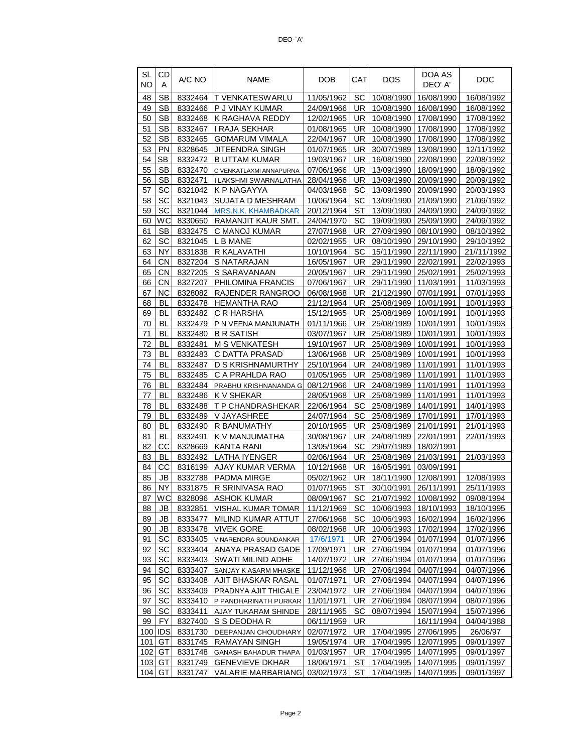DEO-`A'

| Sl. NO | CDA | A/C NO | NAME | DOB | CAT | DOS | DOA AS DEO' A' | DOC |
|---|---|---|---|---|---|---|---|---|
| 48 | SB | 8332464 | T VENKATESWARLU | 11/05/1962 | SC | 10/08/1990 | 16/08/1990 | 16/08/1992 |
| 49 | SB | 8332466 | P J VINAY KUMAR | 24/09/1966 | UR | 10/08/1990 | 16/08/1990 | 16/08/1992 |
| 50 | SB | 8332468 | K RAGHAVA REDDY | 12/02/1965 | UR | 10/08/1990 | 17/08/1990 | 17/08/1992 |
| 51 | SB | 8332467 | I RAJA SEKHAR | 01/08/1965 | UR | 10/08/1990 | 17/08/1990 | 17/08/1992 |
| 52 | SB | 8332465 | GOMARUM VIMALA | 22/04/1967 | UR | 10/08/1990 | 17/08/1990 | 17/08/1992 |
| 53 | PN | 8328645 | JITEENDRA SINGH | 01/07/1965 | UR | 30/07/1989 | 13/08/1990 | 12/11/1992 |
| 54 | SB | 8332472 | B UTTAM KUMAR | 19/03/1967 | UR | 16/08/1990 | 22/08/1990 | 22/08/1992 |
| 55 | SB | 8332470 | C VENKATLAXMI ANNAPURNA | 07/06/1966 | UR | 13/09/1990 | 18/09/1990 | 18/09/1992 |
| 56 | SB | 8332471 | I LAKSHMI SWARNALATHA | 28/04/1966 | UR | 13/09/1990 | 20/09/1990 | 20/09/1992 |
| 57 | SC | 8321042 | K P NAGAYYA | 04/03/1968 | SC | 13/09/1990 | 20/09/1990 | 20/03/1993 |
| 58 | SC | 8321043 | SUJATA D MESHRAM | 10/06/1964 | SC | 13/09/1990 | 21/09/1990 | 21/09/1992 |
| 59 | SC | 8321044 | MRS.N.K. KHAMBADKAR | 20/12/1964 | ST | 13/09/1990 | 24/09/1990 | 24/09/1992 |
| 60 | WC | 8330650 | RAMANJIT KAUR SMT. | 24/04/1970 | SC | 19/09/1990 | 25/09/1990 | 24/09/1992 |
| 61 | SB | 8332475 | C MANOJ KUMAR | 27/07/1968 | UR | 27/09/1990 | 08/10/1990 | 08/10/1992 |
| 62 | SC | 8321045 | L B MANE | 02/02/1955 | UR | 08/10/1990 | 29/10/1990 | 29/10/1992 |
| 63 | NY | 8331838 | R KALAVATHI | 10/10/1964 | SC | 15/11/1990 | 22/11/1990 | 21//11/1992 |
| 64 | CN | 8327204 | S NATARAJAN | 16/05/1967 | UR | 29/11/1990 | 22/02/1991 | 22/02/1993 |
| 65 | CN | 8327205 | S SARAVANAAN | 20/05/1967 | UR | 29/11/1990 | 25/02/1991 | 25/02/1993 |
| 66 | CN | 8327207 | PHILOMINA FRANCIS | 07/06/1967 | UR | 29/11/1990 | 11/03/1991 | 11/03/1993 |
| 67 | NC | 8328082 | RAJENDER RANGROO | 06/08/1968 | UR | 21/12/1990 | 07/01/1991 | 07/01/1993 |
| 68 | BL | 8332478 | HEMANTHA RAO | 21/12/1964 | UR | 25/08/1989 | 10/01/1991 | 10/01/1993 |
| 69 | BL | 8332482 | C R HARSHA | 15/12/1965 | UR | 25/08/1989 | 10/01/1991 | 10/01/1993 |
| 70 | BL | 8332479 | P N VEENA MANJUNATH | 01/11/1966 | UR | 25/08/1989 | 10/01/1991 | 10/01/1993 |
| 71 | BL | 8332480 | B R SATISH | 03/07/1967 | UR | 25/08/1989 | 10/01/1991 | 10/01/1993 |
| 72 | BL | 8332481 | M S VENKATESH | 19/10/1967 | UR | 25/08/1989 | 10/01/1991 | 10/01/1993 |
| 73 | BL | 8332483 | C DATTA PRASAD | 13/06/1968 | UR | 25/08/1989 | 10/01/1991 | 10/01/1993 |
| 74 | BL | 8332487 | D S KRISHNAMURTHY | 25/10/1964 | UR | 24/08/1989 | 11/01/1991 | 11/01/1993 |
| 75 | BL | 8332485 | C A PRAHLDA RAO | 01/05/1965 | UR | 25/08/1989 | 11/01/1991 | 11/01/1993 |
| 76 | BL | 8332484 | PRABHU KRISHNANANDA G | 08/12/1966 | UR | 24/08/1989 | 11/01/1991 | 11/01/1993 |
| 77 | BL | 8332486 | K V SHEKAR | 28/05/1968 | UR | 25/08/1989 | 11/01/1991 | 11/01/1993 |
| 78 | BL | 8332488 | T P CHANDRASHEKAR | 22/06/1964 | SC | 25/08/1989 | 14/01/1991 | 14/01/1993 |
| 79 | BL | 8332489 | V JAYASHREE | 24/07/1964 | SC | 25/08/1989 | 17/01/1991 | 17/01/1993 |
| 80 | BL | 8332490 | R BANUMATHY | 20/10/1965 | UR | 25/08/1989 | 21/01/1991 | 21/01/1993 |
| 81 | BL | 8332491 | K V MANJUMATHA | 30/08/1967 | UR | 24/08/1989 | 22/01/1991 | 22/01/1993 |
| 82 | CC | 8328669 | KANTA RANI | 13/05/1964 | SC | 29/07/1989 | 18/02/1991 | |
| 83 | BL | 8332492 | LATHA IYENGER | 02/06/1964 | UR | 25/08/1989 | 21/03/1991 | 21/03/1993 |
| 84 | CC | 8316199 | AJAY KUMAR VERMA | 10/12/1968 | UR | 16/05/1991 | 03/09/1991 | |
| 85 | JB | 8332788 | PADMA MIRGE | 05/02/1962 | UR | 18/11/1990 | 12/08/1991 | 12/08/1993 |
| 86 | NY | 8331875 | R SRINIVASA RAO | 01/07/1965 | ST | 30/10/1991 | 26/11/1991 | 25/11/1993 |
| 87 | WC | 8328096 | ASHOK KUMAR | 08/09/1967 | SC | 21/07/1992 | 10/08/1992 | 09/08/1994 |
| 88 | JB | 8332851 | VISHAL KUMAR TOMAR | 11/12/1969 | SC | 10/06/1993 | 18/10/1993 | 18/10/1995 |
| 89 | JB | 8333477 | MILIND KUMAR ATTUT | 27/06/1968 | SC | 10/06/1993 | 16/02/1994 | 16/02/1996 |
| 90 | JB | 8333478 | VIVEK GORE | 08/02/1968 | UR | 10/06/1993 | 17/02/1994 | 17/02/1996 |
| 91 | SC | 8333405 | V NARENDRA SOUNDANKAR | 17/6/1971 | UR | 27/06/1994 | 01/07/1994 | 01/07/1996 |
| 92 | SC | 8333404 | ANAYA PRASAD GADE | 17/09/1971 | UR | 27/06/1994 | 01/07/1994 | 01/07/1996 |
| 93 | SC | 8333403 | SWATI MILIND ADHE | 14/07/1972 | UR | 27/06/1994 | 01/07/1994 | 01/07/1996 |
| 94 | SC | 8333407 | SANJAY K ASARM MHASKE | 11/12/1966 | UR | 27/06/1994 | 04/07/1994 | 04/07/1996 |
| 95 | SC | 8333408 | AJIT BHASKAR RASAL | 01/07/1971 | UR | 27/06/1994 | 04/07/1994 | 04/07/1996 |
| 96 | SC | 8333409 | PRADNYA AJIT THIGALE | 23/04/1972 | UR | 27/06/1994 | 04/07/1994 | 04/07/1996 |
| 97 | SC | 8333410 | P PANDHARINATH PURKAR | 11/01/1971 | UR | 27/06/1994 | 08/07/1994 | 08/07/1996 |
| 98 | SC | 8333411 | AJAY TUKARAM SHINDE | 28/11/1965 | SC | 08/07/1994 | 15/07/1994 | 15/07/1996 |
| 99 | FY | 8327400 | S S DEODHA R | 06/11/1959 | UR | | 16/11/1994 | 04/04/1988 |
| 100 | IDS | 8331730 | DEEPANJAN CHOUDHARY | 02/07/1972 | UR | 17/04/1995 | 27/06/1995 | 26/06/97 |
| 101 | GT | 8331745 | RAMAYAN SINGH | 19/05/1974 | UR | 17/04/1995 | 12/07/1995 | 09/01/1997 |
| 102 | GT | 8331748 | GANASH BAHADUR THAPA | 01/03/1957 | UR | 17/04/1995 | 14/07/1995 | 09/01/1997 |
| 103 | GT | 8331749 | GENEVIEVE DKHAR | 18/06/1971 | ST | 17/04/1995 | 14/07/1995 | 09/01/1997 |
| 104 | GT | 8331747 | VALARIE MARBARIANG | 03/02/1973 | ST | 17/04/1995 | 14/07/1995 | 09/01/1997 |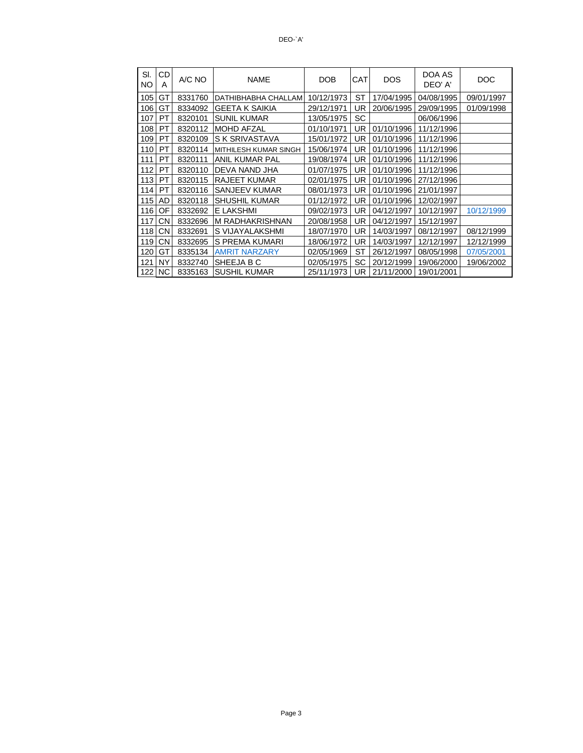DEO-`A'

| Sl. NO | CDA | A/C NO | NAME | DOB | CAT | DOS | DOA AS DEO' A' | DOC |
|---|---|---|---|---|---|---|---|---|
| 105 | GT | 8331760 | DATHIBHABHA CHALLAM | 10/12/1973 | ST | 17/04/1995 | 04/08/1995 | 09/01/1997 |
| 106 | GT | 8334092 | GEETA K SAIKIA | 29/12/1971 | UR | 20/06/1995 | 29/09/1995 | 01/09/1998 |
| 107 | PT | 8320101 | SUNIL KUMAR | 13/05/1975 | SC | | 06/06/1996 | |
| 108 | PT | 8320112 | MOHD AFZAL | 01/10/1971 | UR | 01/10/1996 | 11/12/1996 | |
| 109 | PT | 8320109 | S K SRIVASTAVA | 15/01/1972 | UR | 01/10/1996 | 11/12/1996 | |
| 110 | PT | 8320114 | MITHILESH KUMAR SINGH | 15/06/1974 | UR | 01/10/1996 | 11/12/1996 | |
| 111 | PT | 8320111 | ANIL KUMAR PAL | 19/08/1974 | UR | 01/10/1996 | 11/12/1996 | |
| 112 | PT | 8320110 | DEVA NAND JHA | 01/07/1975 | UR | 01/10/1996 | 11/12/1996 | |
| 113 | PT | 8320115 | RAJEET KUMAR | 02/01/1975 | UR | 01/10/1996 | 27/12/1996 | |
| 114 | PT | 8320116 | SANJEEV KUMAR | 08/01/1973 | UR | 01/10/1996 | 21/01/1997 | |
| 115 | AD | 8320118 | SHUSHIL KUMAR | 01/12/1972 | UR | 01/10/1996 | 12/02/1997 | |
| 116 | OF | 8332692 | E LAKSHMI | 09/02/1973 | UR | 04/12/1997 | 10/12/1997 | 10/12/1999 |
| 117 | CN | 8332696 | M RADHAKRISHNAN | 20/08/1958 | UR | 04/12/1997 | 15/12/1997 | |
| 118 | CN | 8332691 | S VIJAYALAKSHMI | 18/07/1970 | UR | 14/03/1997 | 08/12/1997 | 08/12/1999 |
| 119 | CN | 8332695 | S PREMA KUMARI | 18/06/1972 | UR | 14/03/1997 | 12/12/1997 | 12/12/1999 |
| 120 | GT | 8335134 | AMRIT NARZARY | 02/05/1969 | ST | 26/12/1997 | 08/05/1998 | 07/05/2001 |
| 121 | NY | 8332740 | SHEEJA B C | 02/05/1975 | SC | 20/12/1999 | 19/06/2000 | 19/06/2002 |
| 122 | NC | 8335163 | SUSHIL KUMAR | 25/11/1973 | UR | 21/11/2000 | 19/01/2001 | |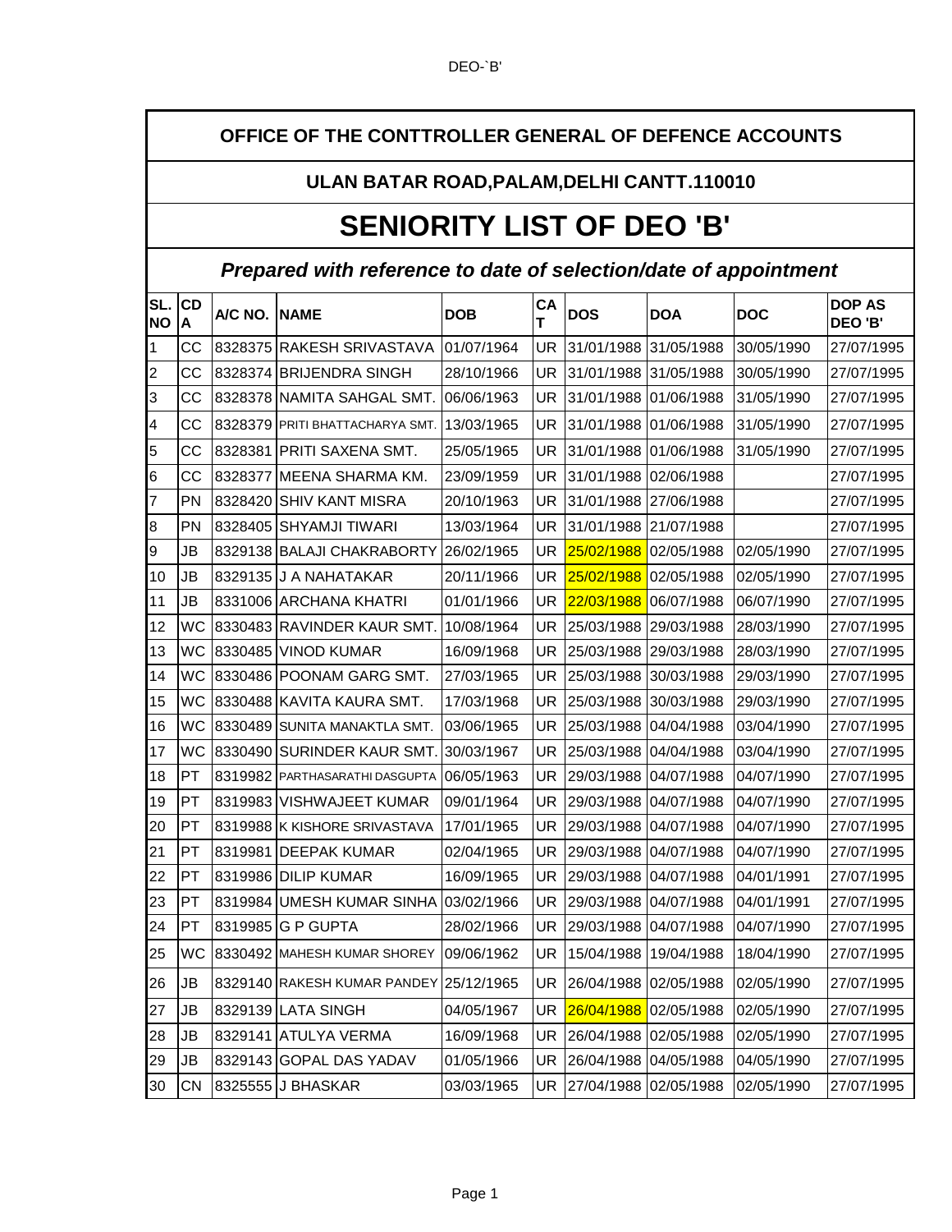# OFFICE OF THE CONTTROLLER GENERAL OF DEFENCE ACCOUNTS

## ULAN BATAR ROAD,PALAM,DELHI CANTT.110010

# SENIORITY LIST OF DEO 'B'

### *Prepared with reference to date of selection/date of appointment*

| SL. NO | CDA | A/C NO. | NAME | DOB | CAT | DOS | DOA | DOC | DOP AS DEO 'B' |
|---|---|---|---|---|---|---|---|---|---|
| 1 | CC | 8328375 | RAKESH SRIVASTAVA | 01/07/1964 | UR | 31/01/1988 | 31/05/1988 | 30/05/1990 | 27/07/1995 |
| 2 | CC | 8328374 | BRIJENDRA SINGH | 28/10/1966 | UR | 31/01/1988 | 31/05/1988 | 30/05/1990 | 27/07/1995 |
| 3 | CC | 8328378 | NAMITA SAHGAL SMT. | 06/06/1963 | UR | 31/01/1988 | 01/06/1988 | 31/05/1990 | 27/07/1995 |
| 4 | CC | 8328379 | PRITI BHATTACHARYA SMT. | 13/03/1965 | UR | 31/01/1988 | 01/06/1988 | 31/05/1990 | 27/07/1995 |
| 5 | CC | 8328381 | PRITI SAXENA SMT. | 25/05/1965 | UR | 31/01/1988 | 01/06/1988 | 31/05/1990 | 27/07/1995 |
| 6 | CC | 8328377 | MEENA SHARMA KM. | 23/09/1959 | UR | 31/01/1988 | 02/06/1988 | | 27/07/1995 |
| 7 | PN | 8328420 | SHIV KANT MISRA | 20/10/1963 | UR | 31/01/1988 | 27/06/1988 | | 27/07/1995 |
| 8 | PN | 8328405 | SHYAMJI TIWARI | 13/03/1964 | UR | 31/01/1988 | 21/07/1988 | | 27/07/1995 |
| 9 | JB | 8329138 | BALAJI CHAKRABORTY | 26/02/1965 | UR | 25/02/1988 | 02/05/1988 | 02/05/1990 | 27/07/1995 |
| 10 | JB | 8329135 | J A NAHATAKAR | 20/11/1966 | UR | 25/02/1988 | 02/05/1988 | 02/05/1990 | 27/07/1995 |
| 11 | JB | 8331006 | ARCHANA KHATRI | 01/01/1966 | UR | 22/03/1988 | 06/07/1988 | 06/07/1990 | 27/07/1995 |
| 12 | WC | 8330483 | RAVINDER KAUR SMT. | 10/08/1964 | UR | 25/03/1988 | 29/03/1988 | 28/03/1990 | 27/07/1995 |
| 13 | WC | 8330485 | VINOD KUMAR | 16/09/1968 | UR | 25/03/1988 | 29/03/1988 | 28/03/1990 | 27/07/1995 |
| 14 | WC | 8330486 | POONAM GARG SMT. | 27/03/1965 | UR | 25/03/1988 | 30/03/1988 | 29/03/1990 | 27/07/1995 |
| 15 | WC | 8330488 | KAVITA KAURA SMT. | 17/03/1968 | UR | 25/03/1988 | 30/03/1988 | 29/03/1990 | 27/07/1995 |
| 16 | WC | 8330489 | SUNITA MANAKTLA SMT. | 03/06/1965 | UR | 25/03/1988 | 04/04/1988 | 03/04/1990 | 27/07/1995 |
| 17 | WC | 8330490 | SURINDER KAUR SMT. | 30/03/1967 | UR | 25/03/1988 | 04/04/1988 | 03/04/1990 | 27/07/1995 |
| 18 | PT | 8319982 | PARTHASARATHI DASGUPTA | 06/05/1963 | UR | 29/03/1988 | 04/07/1988 | 04/07/1990 | 27/07/1995 |
| 19 | PT | 8319983 | VISHWAJEET KUMAR | 09/01/1964 | UR | 29/03/1988 | 04/07/1988 | 04/07/1990 | 27/07/1995 |
| 20 | PT | 8319988 | K KISHORE SRIVASTAVA | 17/01/1965 | UR | 29/03/1988 | 04/07/1988 | 04/07/1990 | 27/07/1995 |
| 21 | PT | 8319981 | DEEPAK KUMAR | 02/04/1965 | UR | 29/03/1988 | 04/07/1988 | 04/07/1990 | 27/07/1995 |
| 22 | PT | 8319986 | DILIP KUMAR | 16/09/1965 | UR | 29/03/1988 | 04/07/1988 | 04/01/1991 | 27/07/1995 |
| 23 | PT | 8319984 | UMESH KUMAR SINHA | 03/02/1966 | UR | 29/03/1988 | 04/07/1988 | 04/01/1991 | 27/07/1995 |
| 24 | PT | 8319985 | G P GUPTA | 28/02/1966 | UR | 29/03/1988 | 04/07/1988 | 04/07/1990 | 27/07/1995 |
| 25 | WC | 8330492 | MAHESH KUMAR SHOREY | 09/06/1962 | UR | 15/04/1988 | 19/04/1988 | 18/04/1990 | 27/07/1995 |
| 26 | JB | 8329140 | RAKESH KUMAR PANDEY | 25/12/1965 | UR | 26/04/1988 | 02/05/1988 | 02/05/1990 | 27/07/1995 |
| 27 | JB | 8329139 | LATA SINGH | 04/05/1967 | UR | 26/04/1988 | 02/05/1988 | 02/05/1990 | 27/07/1995 |
| 28 | JB | 8329141 | ATULYA VERMA | 16/09/1968 | UR | 26/04/1988 | 02/05/1988 | 02/05/1990 | 27/07/1995 |
| 29 | JB | 8329143 | GOPAL DAS YADAV | 01/05/1966 | UR | 26/04/1988 | 04/05/1988 | 04/05/1990 | 27/07/1995 |
| 30 | CN | 8325555 | J BHASKAR | 03/03/1965 | UR | 27/04/1988 | 02/05/1988 | 02/05/1990 | 27/07/1995 |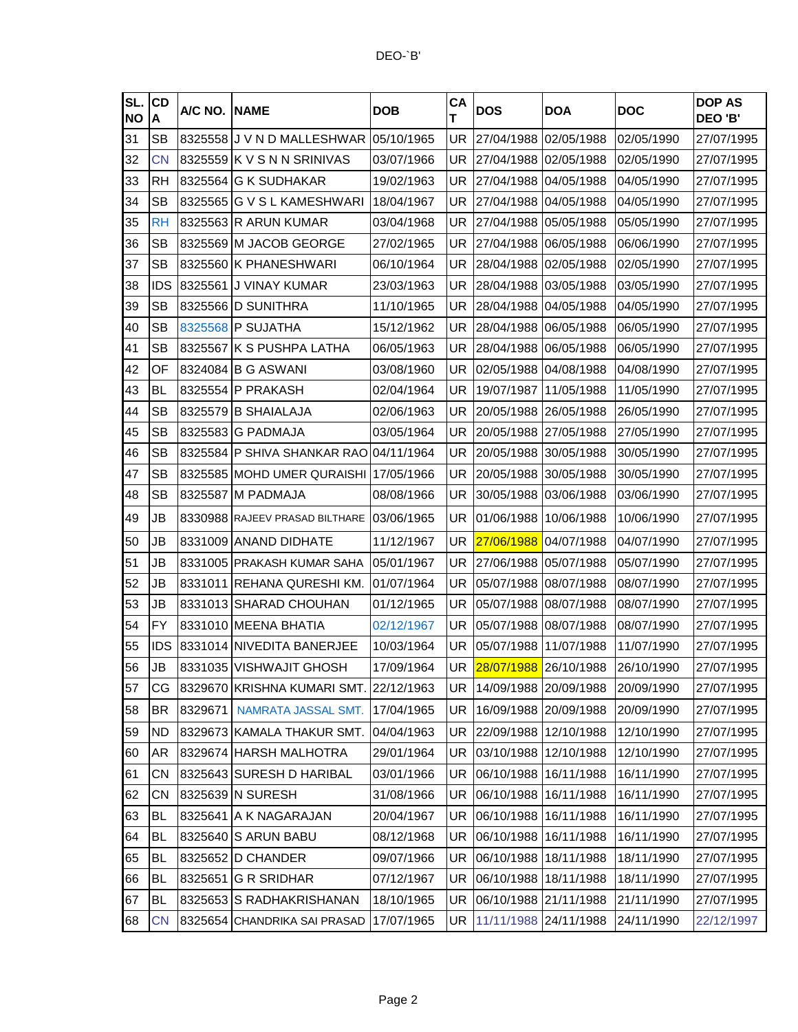DEO-`B'

| SL. NO | CDA | A/C NO. | NAME | DOB | CAT | DOS | DOA | DOC | DOP AS DEO 'B' |
|---|---|---|---|---|---|---|---|---|---|
| 31 | SB | 8325558 | J V N D MALLESHWAR | 05/10/1965 | UR | 27/04/1988 | 02/05/1988 | 02/05/1990 | 27/07/1995 |
| 32 | CN | 8325559 | K V S N N SRINIVAS | 03/07/1966 | UR | 27/04/1988 | 02/05/1988 | 02/05/1990 | 27/07/1995 |
| 33 | RH | 8325564 | G K SUDHAKAR | 19/02/1963 | UR | 27/04/1988 | 04/05/1988 | 04/05/1990 | 27/07/1995 |
| 34 | SB | 8325565 | G V S L KAMESHWARI | 18/04/1967 | UR | 27/04/1988 | 04/05/1988 | 04/05/1990 | 27/07/1995 |
| 35 | RH | 8325563 | R ARUN KUMAR | 03/04/1968 | UR | 27/04/1988 | 05/05/1988 | 05/05/1990 | 27/07/1995 |
| 36 | SB | 8325569 | M JACOB GEORGE | 27/02/1965 | UR | 27/04/1988 | 06/05/1988 | 06/06/1990 | 27/07/1995 |
| 37 | SB | 8325560 | K PHANESHWARI | 06/10/1964 | UR | 28/04/1988 | 02/05/1988 | 02/05/1990 | 27/07/1995 |
| 38 | IDS | 8325561 | J VINAY KUMAR | 23/03/1963 | UR | 28/04/1988 | 03/05/1988 | 03/05/1990 | 27/07/1995 |
| 39 | SB | 8325566 | D SUNITHRA | 11/10/1965 | UR | 28/04/1988 | 04/05/1988 | 04/05/1990 | 27/07/1995 |
| 40 | SB | 8325568 | P SUJATHA | 15/12/1962 | UR | 28/04/1988 | 06/05/1988 | 06/05/1990 | 27/07/1995 |
| 41 | SB | 8325567 | K S PUSHPA LATHA | 06/05/1963 | UR | 28/04/1988 | 06/05/1988 | 06/05/1990 | 27/07/1995 |
| 42 | OF | 8324084 | B G ASWANI | 03/08/1960 | UR | 02/05/1988 | 04/08/1988 | 04/08/1990 | 27/07/1995 |
| 43 | BL | 8325554 | P PRAKASH | 02/04/1964 | UR | 19/07/1987 | 11/05/1988 | 11/05/1990 | 27/07/1995 |
| 44 | SB | 8325579 | B SHAIALAJA | 02/06/1963 | UR | 20/05/1988 | 26/05/1988 | 26/05/1990 | 27/07/1995 |
| 45 | SB | 8325583 | G PADMAJA | 03/05/1964 | UR | 20/05/1988 | 27/05/1988 | 27/05/1990 | 27/07/1995 |
| 46 | SB | 8325584 | P SHIVA SHANKAR RAO | 04/11/1964 | UR | 20/05/1988 | 30/05/1988 | 30/05/1990 | 27/07/1995 |
| 47 | SB | 8325585 | MOHD UMER QURAISHI | 17/05/1966 | UR | 20/05/1988 | 30/05/1988 | 30/05/1990 | 27/07/1995 |
| 48 | SB | 8325587 | M PADMAJA | 08/08/1966 | UR | 30/05/1988 | 03/06/1988 | 03/06/1990 | 27/07/1995 |
| 49 | JB | 8330988 | RAJEEV PRASAD BILTHARE | 03/06/1965 | UR | 01/06/1988 | 10/06/1988 | 10/06/1990 | 27/07/1995 |
| 50 | JB | 8331009 | ANAND DIDHATE | 11/12/1967 | UR | 27/06/1988 | 04/07/1988 | 04/07/1990 | 27/07/1995 |
| 51 | JB | 8331005 | PRAKASH KUMAR SAHA | 05/01/1967 | UR | 27/06/1988 | 05/07/1988 | 05/07/1990 | 27/07/1995 |
| 52 | JB | 8331011 | REHANA QURESHI KM. | 01/07/1964 | UR | 05/07/1988 | 08/07/1988 | 08/07/1990 | 27/07/1995 |
| 53 | JB | 8331013 | SHARAD CHOUHAN | 01/12/1965 | UR | 05/07/1988 | 08/07/1988 | 08/07/1990 | 27/07/1995 |
| 54 | FY | 8331010 | MEENA BHATIA | 02/12/1967 | UR | 05/07/1988 | 08/07/1988 | 08/07/1990 | 27/07/1995 |
| 55 | IDS | 8331014 | NIVEDITA BANERJEE | 10/03/1964 | UR | 05/07/1988 | 11/07/1988 | 11/07/1990 | 27/07/1995 |
| 56 | JB | 8331035 | VISHWAJIT GHOSH | 17/09/1964 | UR | 28/07/1988 | 26/10/1988 | 26/10/1990 | 27/07/1995 |
| 57 | CG | 8329670 | KRISHNA KUMARI SMT. | 22/12/1963 | UR | 14/09/1988 | 20/09/1988 | 20/09/1990 | 27/07/1995 |
| 58 | BR | 8329671 | NAMRATA JASSAL SMT. | 17/04/1965 | UR | 16/09/1988 | 20/09/1988 | 20/09/1990 | 27/07/1995 |
| 59 | ND | 8329673 | KAMALA THAKUR SMT. | 04/04/1963 | UR | 22/09/1988 | 12/10/1988 | 12/10/1990 | 27/07/1995 |
| 60 | AR | 8329674 | HARSH MALHOTRA | 29/01/1964 | UR | 03/10/1988 | 12/10/1988 | 12/10/1990 | 27/07/1995 |
| 61 | CN | 8325643 | SURESH D HARIBAL | 03/01/1966 | UR | 06/10/1988 | 16/11/1988 | 16/11/1990 | 27/07/1995 |
| 62 | CN | 8325639 | N SURESH | 31/08/1966 | UR | 06/10/1988 | 16/11/1988 | 16/11/1990 | 27/07/1995 |
| 63 | BL | 8325641 | A K NAGARAJAN | 20/04/1967 | UR | 06/10/1988 | 16/11/1988 | 16/11/1990 | 27/07/1995 |
| 64 | BL | 8325640 | S ARUN BABU | 08/12/1968 | UR | 06/10/1988 | 16/11/1988 | 16/11/1990 | 27/07/1995 |
| 65 | BL | 8325652 | D CHANDER | 09/07/1966 | UR | 06/10/1988 | 18/11/1988 | 18/11/1990 | 27/07/1995 |
| 66 | BL | 8325651 | G R SRIDHAR | 07/12/1967 | UR | 06/10/1988 | 18/11/1988 | 18/11/1990 | 27/07/1995 |
| 67 | BL | 8325653 | S RADHAKRISHANAN | 18/10/1965 | UR | 06/10/1988 | 21/11/1988 | 21/11/1990 | 27/07/1995 |
| 68 | CN | 8325654 | CHANDRIKA SAI PRASAD | 17/07/1965 | UR | 11/11/1988 | 24/11/1988 | 24/11/1990 | 22/12/1997 |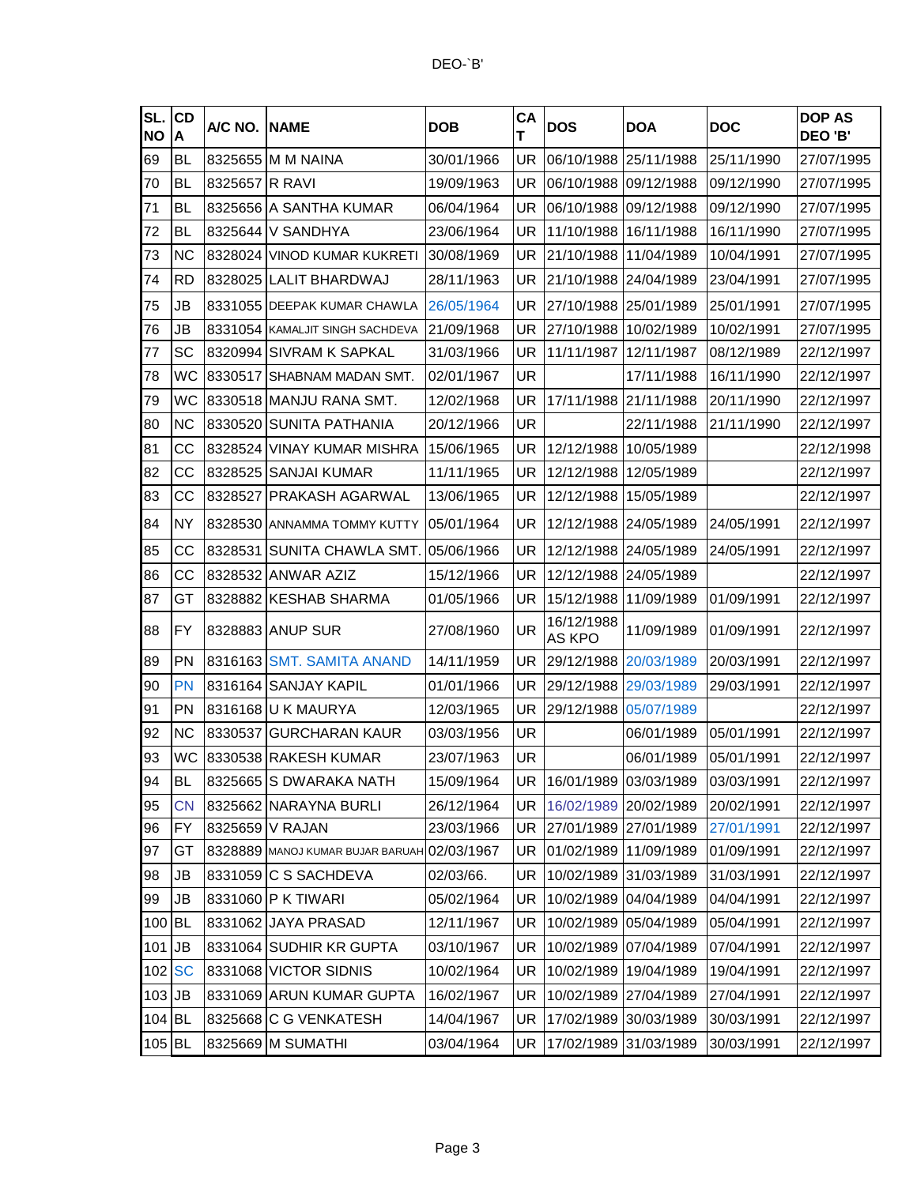DEO-`B'

| SL. NO | CDA | A/C NO. | NAME | DOB | CAT | DOS | DOA | DOC | DOP AS DEO 'B' |
|---|---|---|---|---|---|---|---|---|---|
| 69 | BL | 8325655 | M M NAINA | 30/01/1966 | UR | 06/10/1988 | 25/11/1988 | 25/11/1990 | 27/07/1995 |
| 70 | BL | 8325657 | R RAVI | 19/09/1963 | UR | 06/10/1988 | 09/12/1988 | 09/12/1990 | 27/07/1995 |
| 71 | BL | 8325656 | A SANTHA KUMAR | 06/04/1964 | UR | 06/10/1988 | 09/12/1988 | 09/12/1990 | 27/07/1995 |
| 72 | BL | 8325644 | V SANDHYA | 23/06/1964 | UR | 11/10/1988 | 16/11/1988 | 16/11/1990 | 27/07/1995 |
| 73 | NC | 8328024 | VINOD KUMAR KUKRETI | 30/08/1969 | UR | 21/10/1988 | 11/04/1989 | 10/04/1991 | 27/07/1995 |
| 74 | RD | 8328025 | LALIT BHARDWAJ | 28/11/1963 | UR | 21/10/1988 | 24/04/1989 | 23/04/1991 | 27/07/1995 |
| 75 | JB | 8331055 | DEEPAK KUMAR CHAWLA | 26/05/1964 | UR | 27/10/1988 | 25/01/1989 | 25/01/1991 | 27/07/1995 |
| 76 | JB | 8331054 | KAMALJIT SINGH SACHDEVA | 21/09/1968 | UR | 27/10/1988 | 10/02/1989 | 10/02/1991 | 27/07/1995 |
| 77 | SC | 8320994 | SIVRAM K SAPKAL | 31/03/1966 | UR | 11/11/1987 | 12/11/1987 | 08/12/1989 | 22/12/1997 |
| 78 | WC | 8330517 | SHABNAM MADAN SMT. | 02/01/1967 | UR | | 17/11/1988 | 16/11/1990 | 22/12/1997 |
| 79 | WC | 8330518 | MANJU RANA SMT. | 12/02/1968 | UR | 17/11/1988 | 21/11/1988 | 20/11/1990 | 22/12/1997 |
| 80 | NC | 8330520 | SUNITA PATHANIA | 20/12/1966 | UR | | 22/11/1988 | 21/11/1990 | 22/12/1997 |
| 81 | CC | 8328524 | VINAY KUMAR MISHRA | 15/06/1965 | UR | 12/12/1988 | 10/05/1989 | | 22/12/1998 |
| 82 | CC | 8328525 | SANJAI KUMAR | 11/11/1965 | UR | 12/12/1988 | 12/05/1989 | | 22/12/1997 |
| 83 | CC | 8328527 | PRAKASH AGARWAL | 13/06/1965 | UR | 12/12/1988 | 15/05/1989 | | 22/12/1997 |
| 84 | NY | 8328530 | ANNAMMA TOMMY KUTTY | 05/01/1964 | UR | 12/12/1988 | 24/05/1989 | 24/05/1991 | 22/12/1997 |
| 85 | CC | 8328531 | SUNITA CHAWLA SMT. | 05/06/1966 | UR | 12/12/1988 | 24/05/1989 | 24/05/1991 | 22/12/1997 |
| 86 | CC | 8328532 | ANWAR AZIZ | 15/12/1966 | UR | 12/12/1988 | 24/05/1989 | | 22/12/1997 |
| 87 | GT | 8328882 | KESHAB SHARMA | 01/05/1966 | UR | 15/12/1988 | 11/09/1989 | 01/09/1991 | 22/12/1997 |
| 88 | FY | 8328883 | ANUP SUR | 27/08/1960 | UR | 16/12/1988 AS KPO | 11/09/1989 | 01/09/1991 | 22/12/1997 |
| 89 | PN | 8316163 | SMT. SAMITA ANAND | 14/11/1959 | UR | 29/12/1988 | 20/03/1989 | 20/03/1991 | 22/12/1997 |
| 90 | PN | 8316164 | SANJAY KAPIL | 01/01/1966 | UR | 29/12/1988 | 29/03/1989 | 29/03/1991 | 22/12/1997 |
| 91 | PN | 8316168 | U K MAURYA | 12/03/1965 | UR | 29/12/1988 | 05/07/1989 | | 22/12/1997 |
| 92 | NC | 8330537 | GURCHARAN KAUR | 03/03/1956 | UR | | 06/01/1989 | 05/01/1991 | 22/12/1997 |
| 93 | WC | 8330538 | RAKESH KUMAR | 23/07/1963 | UR | | 06/01/1989 | 05/01/1991 | 22/12/1997 |
| 94 | BL | 8325665 | S DWARAKA NATH | 15/09/1964 | UR | 16/01/1989 | 03/03/1989 | 03/03/1991 | 22/12/1997 |
| 95 | CN | 8325662 | NARAYNA BURLI | 26/12/1964 | UR | 16/02/1989 | 20/02/1989 | 20/02/1991 | 22/12/1997 |
| 96 | FY | 8325659 | V RAJAN | 23/03/1966 | UR | 27/01/1989 | 27/01/1989 | 27/01/1991 | 22/12/1997 |
| 97 | GT | 8328889 | MANOJ KUMAR BUJAR BARUAH | 02/03/1967 | UR | 01/02/1989 | 11/09/1989 | 01/09/1991 | 22/12/1997 |
| 98 | JB | 8331059 | C S SACHDEVA | 02/03/66. | UR | 10/02/1989 | 31/03/1989 | 31/03/1991 | 22/12/1997 |
| 99 | JB | 8331060 | P K TIWARI | 05/02/1964 | UR | 10/02/1989 | 04/04/1989 | 04/04/1991 | 22/12/1997 |
| 100 | BL | 8331062 | JAYA PRASAD | 12/11/1967 | UR | 10/02/1989 | 05/04/1989 | 05/04/1991 | 22/12/1997 |
| 101 | JB | 8331064 | SUDHIR KR GUPTA | 03/10/1967 | UR | 10/02/1989 | 07/04/1989 | 07/04/1991 | 22/12/1997 |
| 102 | SC | 8331068 | VICTOR SIDNIS | 10/02/1964 | UR | 10/02/1989 | 19/04/1989 | 19/04/1991 | 22/12/1997 |
| 103 | JB | 8331069 | ARUN KUMAR GUPTA | 16/02/1967 | UR | 10/02/1989 | 27/04/1989 | 27/04/1991 | 22/12/1997 |
| 104 | BL | 8325668 | C G VENKATESH | 14/04/1967 | UR | 17/02/1989 | 30/03/1989 | 30/03/1991 | 22/12/1997 |
| 105 | BL | 8325669 | M SUMATHI | 03/04/1964 | UR | 17/02/1989 | 31/03/1989 | 30/03/1991 | 22/12/1997 |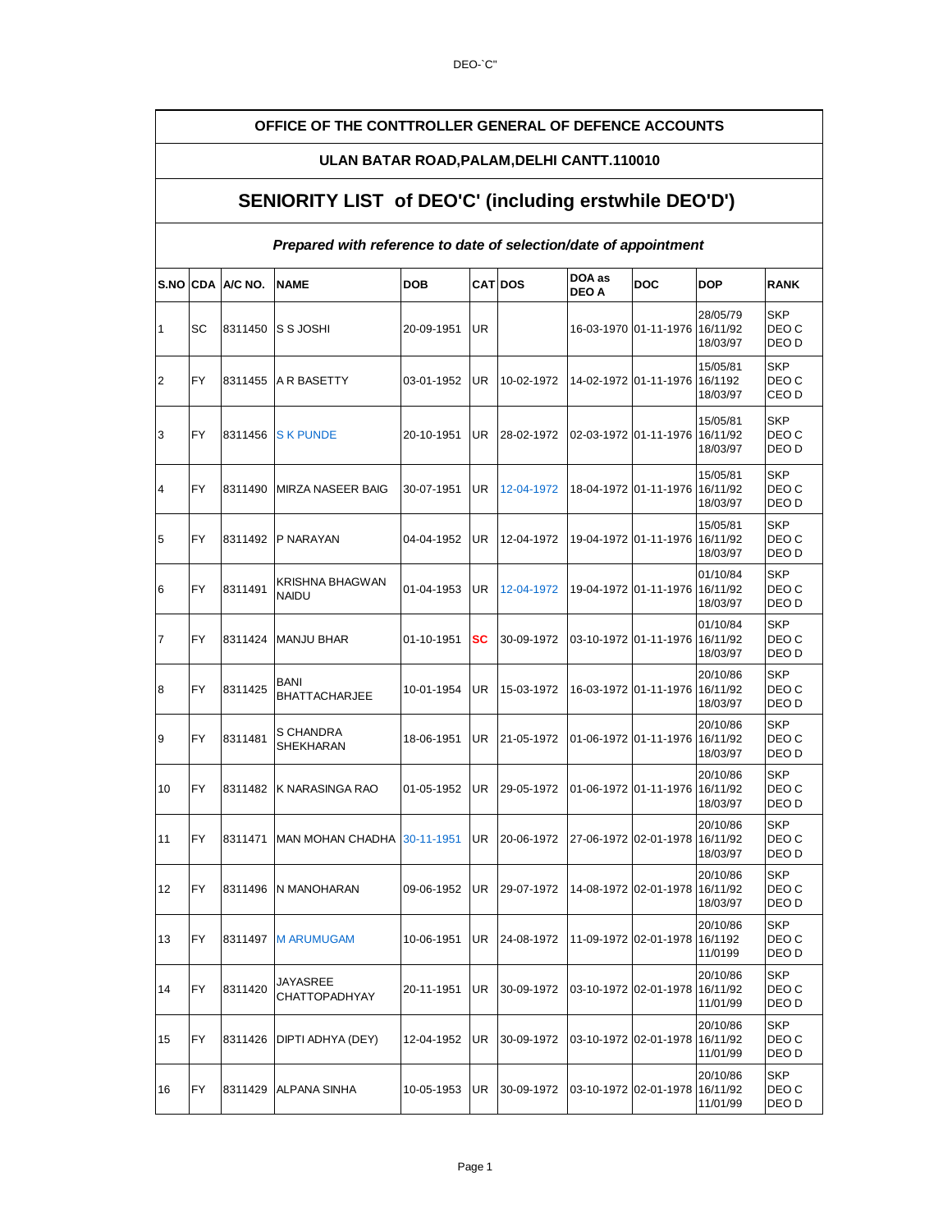# OFFICE OF THE CONTTROLLER GENERAL OF DEFENCE ACCOUNTS

## ULAN BATAR ROAD,PALAM,DELHI CANTT.110010

## SENIORITY LIST of DEO'C' (including erstwhile DEO'D')

***Prepared with reference to date of selection/date of appointment***

| S.NO | CDA | A/C NO. | NAME | DOB | CAT | DOS | DOA as DEO A | DOC | DOP | RANK |
|---|---|---|---|---|---|---|---|---|---|---|
| 1 | SC | 8311450 | S S JOSHI | 20-09-1951 | UR | | 16-03-1970 | 01-11-1976 | 28/05/79 16/11/92 18/03/97 | SKP DEO C DEO D |
| 2 | FY | 8311455 | A R BASETTY | 03-01-1952 | UR | 10-02-1972 | 14-02-1972 | 01-11-1976 | 15/05/81 16/1192 18/03/97 | SKP DEO C CEO D |
| 3 | FY | 8311456 | S K PUNDE | 20-10-1951 | UR | 28-02-1972 | 02-03-1972 | 01-11-1976 | 15/05/81 16/11/92 18/03/97 | SKP DEO C DEO D |
| 4 | FY | 8311490 | MIRZA NASEER BAIG | 30-07-1951 | UR | 12-04-1972 | 18-04-1972 | 01-11-1976 | 15/05/81 16/11/92 18/03/97 | SKP DEO C DEO D |
| 5 | FY | 8311492 | P NARAYAN | 04-04-1952 | UR | 12-04-1972 | 19-04-1972 | 01-11-1976 | 15/05/81 16/11/92 18/03/97 | SKP DEO C DEO D |
| 6 | FY | 8311491 | KRISHNA BHAGWAN NAIDU | 01-04-1953 | UR | 12-04-1972 | 19-04-1972 | 01-11-1976 | 01/10/84 16/11/92 18/03/97 | SKP DEO C DEO D |
| 7 | FY | 8311424 | MANJU BHAR | 01-10-1951 | SC | 30-09-1972 | 03-10-1972 | 01-11-1976 | 01/10/84 16/11/92 18/03/97 | SKP DEO C DEO D |
| 8 | FY | 8311425 | BANI BHATTACHARJEE | 10-01-1954 | UR | 15-03-1972 | 16-03-1972 | 01-11-1976 | 20/10/86 16/11/92 18/03/97 | SKP DEO C DEO D |
| 9 | FY | 8311481 | S CHANDRA SHEKHARAN | 18-06-1951 | UR | 21-05-1972 | 01-06-1972 | 01-11-1976 | 20/10/86 16/11/92 18/03/97 | SKP DEO C DEO D |
| 10 | FY | 8311482 | K NARASINGA RAO | 01-05-1952 | UR | 29-05-1972 | 01-06-1972 | 01-11-1976 | 20/10/86 16/11/92 18/03/97 | SKP DEO C DEO D |
| 11 | FY | 8311471 | MAN MOHAN CHADHA | 30-11-1951 | UR | 20-06-1972 | 27-06-1972 | 02-01-1978 | 20/10/86 16/11/92 18/03/97 | SKP DEO C DEO D |
| 12 | FY | 8311496 | N MANOHARAN | 09-06-1952 | UR | 29-07-1972 | 14-08-1972 | 02-01-1978 | 20/10/86 16/11/92 18/03/97 | SKP DEO C DEO D |
| 13 | FY | 8311497 | M ARUMUGAM | 10-06-1951 | UR | 24-08-1972 | 11-09-1972 | 02-01-1978 | 20/10/86 16/1192 11/0199 | SKP DEO C DEO D |
| 14 | FY | 8311420 | JAYASREE CHATTOPADHYAY | 20-11-1951 | UR | 30-09-1972 | 03-10-1972 | 02-01-1978 | 20/10/86 16/11/92 11/01/99 | SKP DEO C DEO D |
| 15 | FY | 8311426 | DIPTI ADHYA (DEY) | 12-04-1952 | UR | 30-09-1972 | 03-10-1972 | 02-01-1978 | 20/10/86 16/11/92 11/01/99 | SKP DEO C DEO D |
| 16 | FY | 8311429 | ALPANA SINHA | 10-05-1953 | UR | 30-09-1972 | 03-10-1972 | 02-01-1978 | 20/10/86 16/11/92 11/01/99 | SKP DEO C DEO D |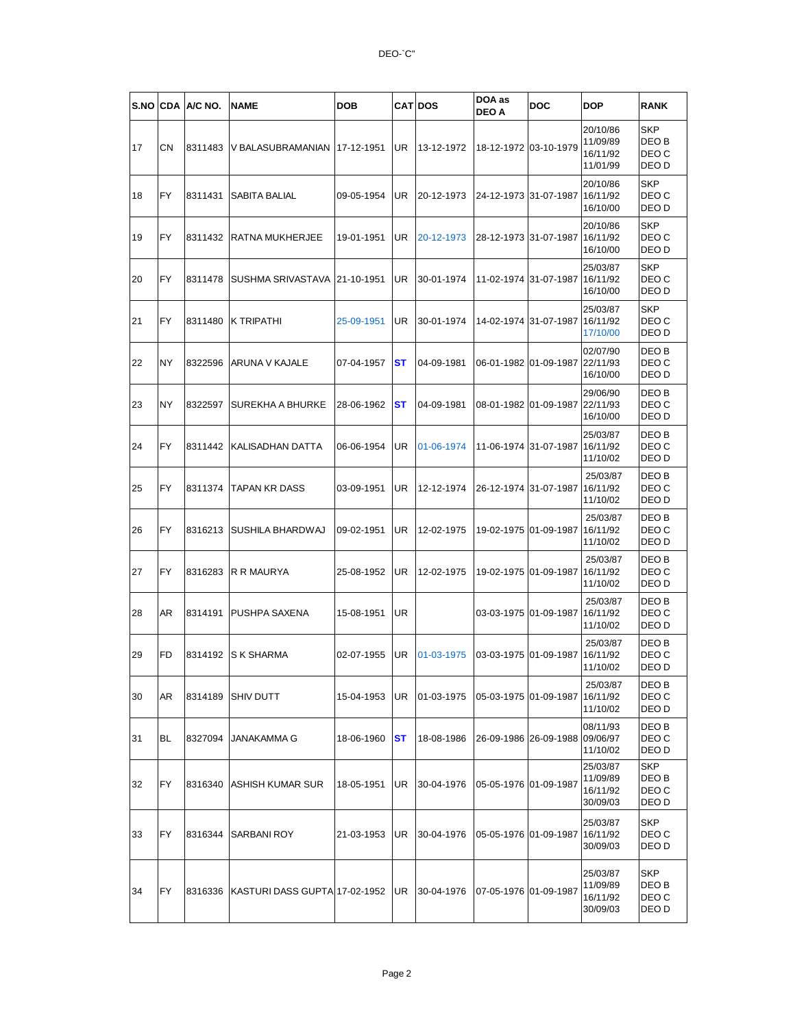DEO-`C"

| S.NO | CDA | A/C NO. | NAME | DOB | CAT | DOS | DOA as DEO A | DOC | DOP | RANK |
|---|---|---|---|---|---|---|---|---|---|---|
| 17 | CN | 8311483 | V BALASUBRAMANIAN | 17-12-1951 | UR | 13-12-1972 | 18-12-1972 | 03-10-1979 | 20/10/86 11/09/89 16/11/92 11/01/99 | SKP DEO B DEO C DEO D |
| 18 | FY | 8311431 | SABITA BALIAL | 09-05-1954 | UR | 20-12-1973 | 24-12-1973 | 31-07-1987 | 20/10/86 16/11/92 16/10/00 | SKP DEO C DEO D |
| 19 | FY | 8311432 | RATNA MUKHERJEE | 19-01-1951 | UR | 20-12-1973 | 28-12-1973 | 31-07-1987 | 20/10/86 16/11/92 16/10/00 | SKP DEO C DEO D |
| 20 | FY | 8311478 | SUSHMA SRIVASTAVA | 21-10-1951 | UR | 30-01-1974 | 11-02-1974 | 31-07-1987 | 25/03/87 16/11/92 16/10/00 | SKP DEO C DEO D |
| 21 | FY | 8311480 | K TRIPATHI | 25-09-1951 | UR | 30-01-1974 | 14-02-1974 | 31-07-1987 | 25/03/87 16/11/92 17/10/00 | SKP DEO C DEO D |
| 22 | NY | 8322596 | ARUNA V KAJALE | 07-04-1957 | **ST** | 04-09-1981 | 06-01-1982 | 01-09-1987 | 02/07/90 22/11/93 16/10/00 | DEO B DEO C DEO D |
| 23 | NY | 8322597 | SUREKHA A BHURKE | 28-06-1962 | **ST** | 04-09-1981 | 08-01-1982 | 01-09-1987 | 29/06/90 22/11/93 16/10/00 | DEO B DEO C DEO D |
| 24 | FY | 8311442 | KALISADHAN DATTA | 06-06-1954 | UR | 01-06-1974 | 11-06-1974 | 31-07-1987 | 25/03/87 16/11/92 11/10/02 | DEO B DEO C DEO D |
| 25 | FY | 8311374 | TAPAN KR DASS | 03-09-1951 | UR | 12-12-1974 | 26-12-1974 | 31-07-1987 | 25/03/87 16/11/92 11/10/02 | DEO B DEO C DEO D |
| 26 | FY | 8316213 | SUSHILA BHARDWAJ | 09-02-1951 | UR | 12-02-1975 | 19-02-1975 | 01-09-1987 | 25/03/87 16/11/92 11/10/02 | DEO B DEO C DEO D |
| 27 | FY | 8316283 | R R MAURYA | 25-08-1952 | UR | 12-02-1975 | 19-02-1975 | 01-09-1987 | 25/03/87 16/11/92 11/10/02 | DEO B DEO C DEO D |
| 28 | AR | 8314191 | PUSHPA SAXENA | 15-08-1951 | UR | | 03-03-1975 | 01-09-1987 | 25/03/87 16/11/92 11/10/02 | DEO B DEO C DEO D |
| 29 | FD | 8314192 | S K SHARMA | 02-07-1955 | UR | 01-03-1975 | 03-03-1975 | 01-09-1987 | 25/03/87 16/11/92 11/10/02 | DEO B DEO C DEO D |
| 30 | AR | 8314189 | SHIV DUTT | 15-04-1953 | UR | 01-03-1975 | 05-03-1975 | 01-09-1987 | 25/03/87 16/11/92 11/10/02 | DEO B DEO C DEO D |
| 31 | BL | 8327094 | JANAKAMMA G | 18-06-1960 | **ST** | 18-08-1986 | 26-09-1986 | 26-09-1988 | 08/11/93 09/06/97 11/10/02 | DEO B DEO C DEO D |
| 32 | FY | 8316340 | ASHISH KUMAR SUR | 18-05-1951 | UR | 30-04-1976 | 05-05-1976 | 01-09-1987 | 25/03/87 11/09/89 16/11/92 30/09/03 | SKP DEO B DEO C DEO D |
| 33 | FY | 8316344 | SARBANI ROY | 21-03-1953 | UR | 30-04-1976 | 05-05-1976 | 01-09-1987 | 25/03/87 16/11/92 30/09/03 | SKP DEO C DEO D |
| 34 | FY | 8316336 | KASTURI DASS GUPTA | 17-02-1952 | UR | 30-04-1976 | 07-05-1976 | 01-09-1987 | 25/03/87 11/09/89 16/11/92 30/09/03 | SKP DEO B DEO C DEO D |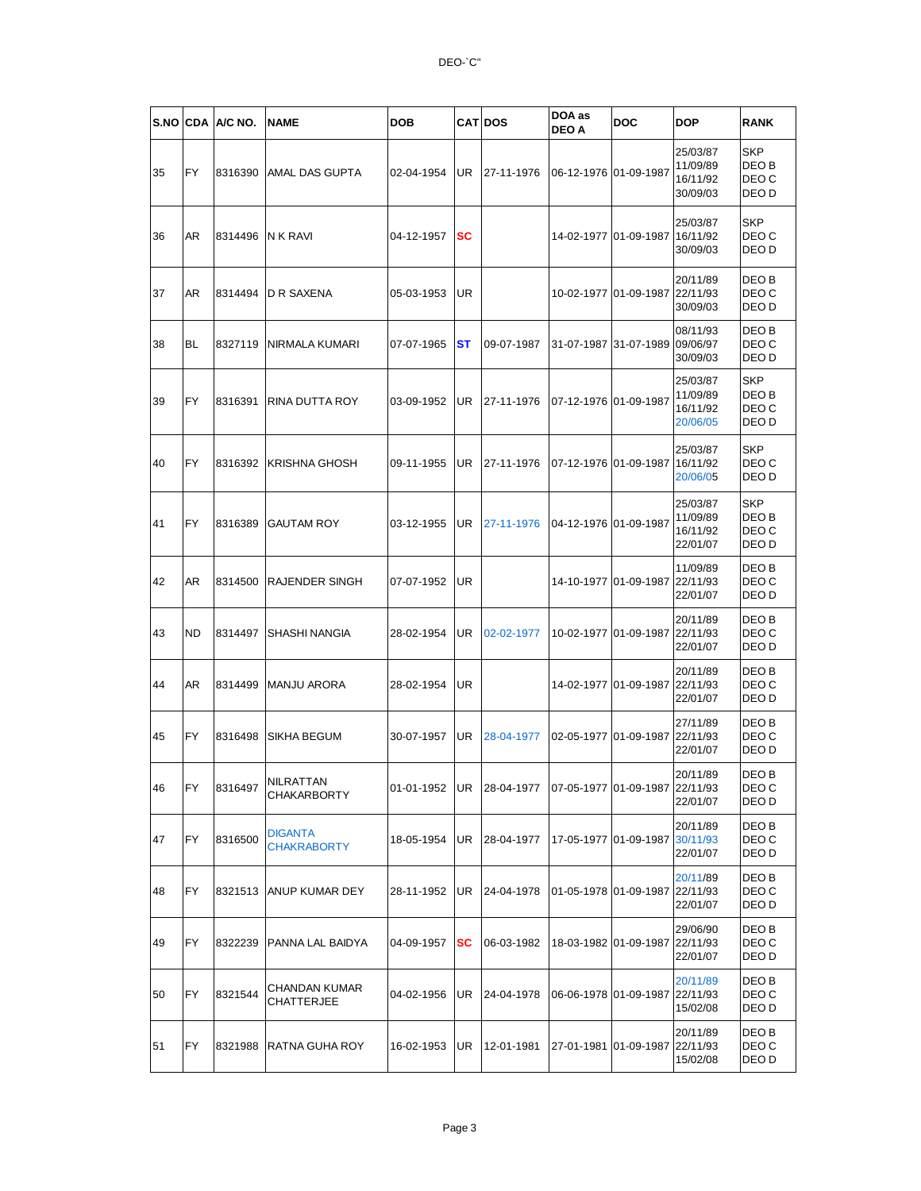DEO-`C"

| S.NO | CDA | A/C NO. | NAME | DOB | CAT | DOS | DOA as DEO A | DOC | DOP | RANK |
|---|---|---|---|---|---|---|---|---|---|---|
| 35 | FY | 8316390 | AMAL DAS GUPTA | 02-04-1954 | UR | 27-11-1976 | 06-12-1976 | 01-09-1987 | 25/03/87<br>11/09/89<br>16/11/92<br>30/09/03 | SKP<br>DEO B<br>DEO C<br>DEO D |
| 36 | AR | 8314496 | N K RAVI | 04-12-1957 | SC | | 14-02-1977 | 01-09-1987 | 25/03/87<br>16/11/92<br>30/09/03 | SKP<br>DEO C<br>DEO D |
| 37 | AR | 8314494 | D R SAXENA | 05-03-1953 | UR | | 10-02-1977 | 01-09-1987 | 20/11/89<br>22/11/93<br>30/09/03 | DEO B<br>DEO C<br>DEO D |
| 38 | BL | 8327119 | NIRMALA KUMARI | 07-07-1965 | ST | 09-07-1987 | 31-07-1987 | 31-07-1989 | 08/11/93<br>09/06/97<br>30/09/03 | DEO B<br>DEO C<br>DEO D |
| 39 | FY | 8316391 | RINA DUTTA ROY | 03-09-1952 | UR | 27-11-1976 | 07-12-1976 | 01-09-1987 | 25/03/87<br>11/09/89<br>16/11/92<br>20/06/05 | SKP<br>DEO B<br>DEO C<br>DEO D |
| 40 | FY | 8316392 | KRISHNA GHOSH | 09-11-1955 | UR | 27-11-1976 | 07-12-1976 | 01-09-1987 | 25/03/87<br>16/11/92<br>20/06/05 | SKP<br>DEO C<br>DEO D |
| 41 | FY | 8316389 | GAUTAM ROY | 03-12-1955 | UR | 27-11-1976 | 04-12-1976 | 01-09-1987 | 25/03/87<br>11/09/89<br>16/11/92<br>22/01/07 | SKP<br>DEO B<br>DEO C<br>DEO D |
| 42 | AR | 8314500 | RAJENDER SINGH | 07-07-1952 | UR | | 14-10-1977 | 01-09-1987 | 11/09/89<br>22/11/93<br>22/01/07 | DEO B<br>DEO C<br>DEO D |
| 43 | ND | 8314497 | SHASHI NANGIA | 28-02-1954 | UR | 02-02-1977 | 10-02-1977 | 01-09-1987 | 20/11/89<br>22/11/93<br>22/01/07 | DEO B<br>DEO C<br>DEO D |
| 44 | AR | 8314499 | MANJU ARORA | 28-02-1954 | UR | | 14-02-1977 | 01-09-1987 | 20/11/89<br>22/11/93<br>22/01/07 | DEO B<br>DEO C<br>DEO D |
| 45 | FY | 8316498 | SIKHA BEGUM | 30-07-1957 | UR | 28-04-1977 | 02-05-1977 | 01-09-1987 | 27/11/89<br>22/11/93<br>22/01/07 | DEO B<br>DEO C<br>DEO D |
| 46 | FY | 8316497 | NILRATTAN CHAKARBORTY | 01-01-1952 | UR | 28-04-1977 | 07-05-1977 | 01-09-1987 | 20/11/89<br>22/11/93<br>22/01/07 | DEO B<br>DEO C<br>DEO D |
| 47 | FY | 8316500 | DIGANTA CHAKRABORTY | 18-05-1954 | UR | 28-04-1977 | 17-05-1977 | 01-09-1987 | 20/11/89<br>30/11/93<br>22/01/07 | DEO B<br>DEO C<br>DEO D |
| 48 | FY | 8321513 | ANUP KUMAR DEY | 28-11-1952 | UR | 24-04-1978 | 01-05-1978 | 01-09-1987 | 20/11/89<br>22/11/93<br>22/01/07 | DEO B<br>DEO C<br>DEO D |
| 49 | FY | 8322239 | PANNA LAL BAIDYA | 04-09-1957 | SC | 06-03-1982 | 18-03-1982 | 01-09-1987 | 29/06/90<br>22/11/93<br>22/01/07 | DEO B<br>DEO C<br>DEO D |
| 50 | FY | 8321544 | CHANDAN KUMAR CHATTERJEE | 04-02-1956 | UR | 24-04-1978 | 06-06-1978 | 01-09-1987 | 20/11/89<br>22/11/93<br>15/02/08 | DEO B<br>DEO C<br>DEO D |
| 51 | FY | 8321988 | RATNA GUHA ROY | 16-02-1953 | UR | 12-01-1981 | 27-01-1981 | 01-09-1987 | 20/11/89<br>22/11/93<br>15/02/08 | DEO B<br>DEO C<br>DEO D |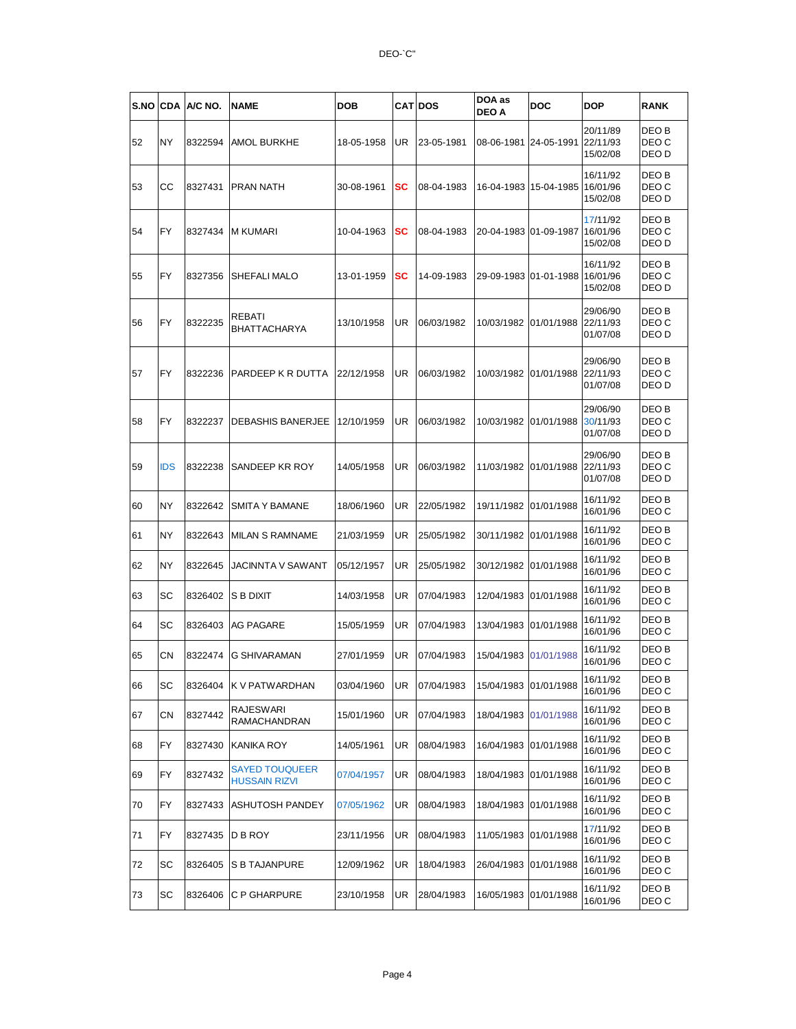DEO-`C"

| S.NO | CDA | A/C NO. | NAME | DOB | CAT | DOS | DOA as DEO A | DOC | DOP | RANK |
|---|---|---|---|---|---|---|---|---|---|---|
| 52 | NY | 8322594 | AMOL BURKHE | 18-05-1958 | UR | 23-05-1981 | 08-06-1981 | 24-05-1991 | 20/11/89<br>22/11/93<br>15/02/08 | DEO B<br>DEO C<br>DEO D |
| 53 | CC | 8327431 | PRAN NATH | 30-08-1961 | SC | 08-04-1983 | 16-04-1983 | 15-04-1985 | 16/11/92<br>16/01/96<br>15/02/08 | DEO B<br>DEO C<br>DEO D |
| 54 | FY | 8327434 | M KUMARI | 10-04-1963 | SC | 08-04-1983 | 20-04-1983 | 01-09-1987 | 17/11/92<br>16/01/96<br>15/02/08 | DEO B<br>DEO C<br>DEO D |
| 55 | FY | 8327356 | SHEFALI MALO | 13-01-1959 | SC | 14-09-1983 | 29-09-1983 | 01-01-1988 | 16/11/92<br>16/01/96<br>15/02/08 | DEO B<br>DEO C<br>DEO D |
| 56 | FY | 8322235 | REBATI BHATTACHARYA | 13/10/1958 | UR | 06/03/1982 | 10/03/1982 | 01/01/1988 | 29/06/90<br>22/11/93<br>01/07/08 | DEO B<br>DEO C<br>DEO D |
| 57 | FY | 8322236 | PARDEEP K R DUTTA | 22/12/1958 | UR | 06/03/1982 | 10/03/1982 | 01/01/1988 | 29/06/90<br>22/11/93<br>01/07/08 | DEO B<br>DEO C<br>DEO D |
| 58 | FY | 8322237 | DEBASHIS BANERJEE | 12/10/1959 | UR | 06/03/1982 | 10/03/1982 | 01/01/1988 | 29/06/90<br>30/11/93<br>01/07/08 | DEO B<br>DEO C<br>DEO D |
| 59 | IDS | 8322238 | SANDEEP KR ROY | 14/05/1958 | UR | 06/03/1982 | 11/03/1982 | 01/01/1988 | 29/06/90<br>22/11/93<br>01/07/08 | DEO B<br>DEO C<br>DEO D |
| 60 | NY | 8322642 | SMITA Y BAMANE | 18/06/1960 | UR | 22/05/1982 | 19/11/1982 | 01/01/1988 | 16/11/92<br>16/01/96 | DEO B<br>DEO C |
| 61 | NY | 8322643 | MILAN S RAMNAME | 21/03/1959 | UR | 25/05/1982 | 30/11/1982 | 01/01/1988 | 16/11/92<br>16/01/96 | DEO B<br>DEO C |
| 62 | NY | 8322645 | JACINNTA V SAWANT | 05/12/1957 | UR | 25/05/1982 | 30/12/1982 | 01/01/1988 | 16/11/92<br>16/01/96 | DEO B<br>DEO C |
| 63 | SC | 8326402 | S B DIXIT | 14/03/1958 | UR | 07/04/1983 | 12/04/1983 | 01/01/1988 | 16/11/92<br>16/01/96 | DEO B<br>DEO C |
| 64 | SC | 8326403 | AG PAGARE | 15/05/1959 | UR | 07/04/1983 | 13/04/1983 | 01/01/1988 | 16/11/92<br>16/01/96 | DEO B<br>DEO C |
| 65 | CN | 8322474 | G SHIVARAMAN | 27/01/1959 | UR | 07/04/1983 | 15/04/1983 | 01/01/1988 | 16/11/92<br>16/01/96 | DEO B<br>DEO C |
| 66 | SC | 8326404 | K V PATWARDHAN | 03/04/1960 | UR | 07/04/1983 | 15/04/1983 | 01/01/1988 | 16/11/92<br>16/01/96 | DEO B<br>DEO C |
| 67 | CN | 8327442 | RAJESWARI RAMACHANDRAN | 15/01/1960 | UR | 07/04/1983 | 18/04/1983 | 01/01/1988 | 16/11/92<br>16/01/96 | DEO B<br>DEO C |
| 68 | FY | 8327430 | KANIKA ROY | 14/05/1961 | UR | 08/04/1983 | 16/04/1983 | 01/01/1988 | 16/11/92<br>16/01/96 | DEO B<br>DEO C |
| 69 | FY | 8327432 | SAYED TOUQUEER HUSSAIN RIZVI | 07/04/1957 | UR | 08/04/1983 | 18/04/1983 | 01/01/1988 | 16/11/92<br>16/01/96 | DEO B<br>DEO C |
| 70 | FY | 8327433 | ASHUTOSH PANDEY | 07/05/1962 | UR | 08/04/1983 | 18/04/1983 | 01/01/1988 | 16/11/92<br>16/01/96 | DEO B<br>DEO C |
| 71 | FY | 8327435 | D B ROY | 23/11/1956 | UR | 08/04/1983 | 11/05/1983 | 01/01/1988 | 17/11/92<br>16/01/96 | DEO B<br>DEO C |
| 72 | SC | 8326405 | S B TAJANPURE | 12/09/1962 | UR | 18/04/1983 | 26/04/1983 | 01/01/1988 | 16/11/92<br>16/01/96 | DEO B<br>DEO C |
| 73 | SC | 8326406 | C P GHARPURE | 23/10/1958 | UR | 28/04/1983 | 16/05/1983 | 01/01/1988 | 16/11/92<br>16/01/96 | DEO B<br>DEO C |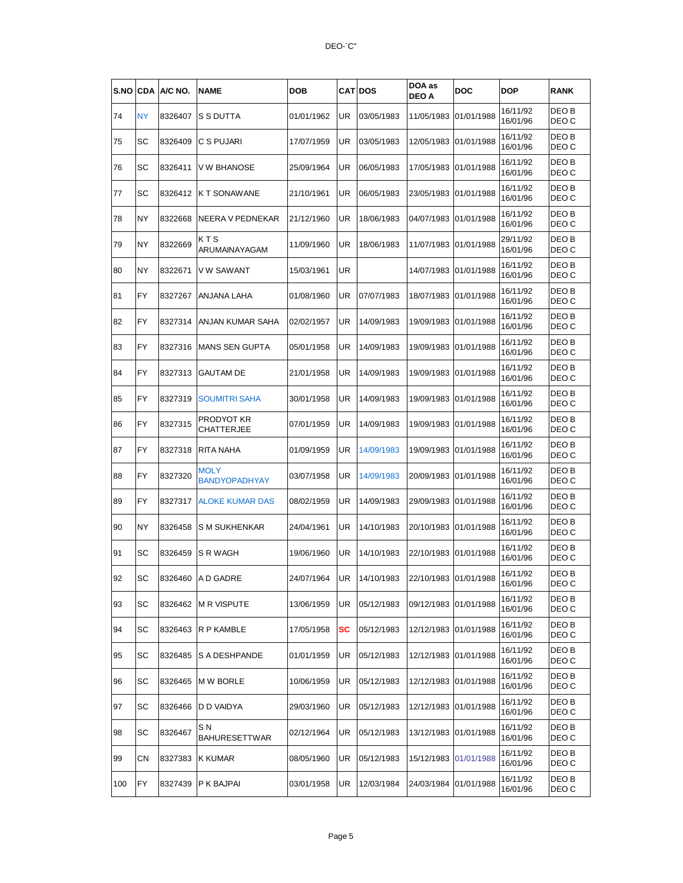DEO-`C"

| S.NO | CDA | A/C NO. | NAME | DOB | CAT | DOS | DOA as DEO A | DOC | DOP | RANK |
|---|---|---|---|---|---|---|---|---|---|---|
| 74 | NY | 8326407 | S S DUTTA | 01/01/1962 | UR | 03/05/1983 | 11/05/1983 | 01/01/1988 | 16/11/92<br>16/01/96 | DEO B<br>DEO C |
| 75 | SC | 8326409 | C S PUJARI | 17/07/1959 | UR | 03/05/1983 | 12/05/1983 | 01/01/1988 | 16/11/92<br>16/01/96 | DEO B<br>DEO C |
| 76 | SC | 8326411 | V W BHANOSE | 25/09/1964 | UR | 06/05/1983 | 17/05/1983 | 01/01/1988 | 16/11/92<br>16/01/96 | DEO B<br>DEO C |
| 77 | SC | 8326412 | K T SONAWANE | 21/10/1961 | UR | 06/05/1983 | 23/05/1983 | 01/01/1988 | 16/11/92<br>16/01/96 | DEO B<br>DEO C |
| 78 | NY | 8322668 | NEERA V PEDNEKAR | 21/12/1960 | UR | 18/06/1983 | 04/07/1983 | 01/01/1988 | 16/11/92<br>16/01/96 | DEO B<br>DEO C |
| 79 | NY | 8322669 | K T S ARUMAINAYAGAM | 11/09/1960 | UR | 18/06/1983 | 11/07/1983 | 01/01/1988 | 29/11/92<br>16/01/96 | DEO B<br>DEO C |
| 80 | NY | 8322671 | V W SAWANT | 15/03/1961 | UR | | 14/07/1983 | 01/01/1988 | 16/11/92<br>16/01/96 | DEO B<br>DEO C |
| 81 | FY | 8327267 | ANJANA LAHA | 01/08/1960 | UR | 07/07/1983 | 18/07/1983 | 01/01/1988 | 16/11/92<br>16/01/96 | DEO B<br>DEO C |
| 82 | FY | 8327314 | ANJAN KUMAR SAHA | 02/02/1957 | UR | 14/09/1983 | 19/09/1983 | 01/01/1988 | 16/11/92<br>16/01/96 | DEO B<br>DEO C |
| 83 | FY | 8327316 | MANS SEN GUPTA | 05/01/1958 | UR | 14/09/1983 | 19/09/1983 | 01/01/1988 | 16/11/92<br>16/01/96 | DEO B<br>DEO C |
| 84 | FY | 8327313 | GAUTAM DE | 21/01/1958 | UR | 14/09/1983 | 19/09/1983 | 01/01/1988 | 16/11/92<br>16/01/96 | DEO B<br>DEO C |
| 85 | FY | 8327319 | SOUMITRI SAHA | 30/01/1958 | UR | 14/09/1983 | 19/09/1983 | 01/01/1988 | 16/11/92<br>16/01/96 | DEO B<br>DEO C |
| 86 | FY | 8327315 | PRODYOT KR CHATTERJEE | 07/01/1959 | UR | 14/09/1983 | 19/09/1983 | 01/01/1988 | 16/11/92<br>16/01/96 | DEO B<br>DEO C |
| 87 | FY | 8327318 | RITA NAHA | 01/09/1959 | UR | 14/09/1983 | 19/09/1983 | 01/01/1988 | 16/11/92<br>16/01/96 | DEO B<br>DEO C |
| 88 | FY | 8327320 | MOLY BANDYOPADHYAY | 03/07/1958 | UR | 14/09/1983 | 20/09/1983 | 01/01/1988 | 16/11/92<br>16/01/96 | DEO B<br>DEO C |
| 89 | FY | 8327317 | ALOKE KUMAR DAS | 08/02/1959 | UR | 14/09/1983 | 29/09/1983 | 01/01/1988 | 16/11/92<br>16/01/96 | DEO B<br>DEO C |
| 90 | NY | 8326458 | S M SUKHENKAR | 24/04/1961 | UR | 14/10/1983 | 20/10/1983 | 01/01/1988 | 16/11/92<br>16/01/96 | DEO B<br>DEO C |
| 91 | SC | 8326459 | S R WAGH | 19/06/1960 | UR | 14/10/1983 | 22/10/1983 | 01/01/1988 | 16/11/92<br>16/01/96 | DEO B<br>DEO C |
| 92 | SC | 8326460 | A D GADRE | 24/07/1964 | UR | 14/10/1983 | 22/10/1983 | 01/01/1988 | 16/11/92<br>16/01/96 | DEO B<br>DEO C |
| 93 | SC | 8326462 | M R VISPUTE | 13/06/1959 | UR | 05/12/1983 | 09/12/1983 | 01/01/1988 | 16/11/92<br>16/01/96 | DEO B<br>DEO C |
| 94 | SC | 8326463 | R P KAMBLE | 17/05/1958 | SC | 05/12/1983 | 12/12/1983 | 01/01/1988 | 16/11/92<br>16/01/96 | DEO B<br>DEO C |
| 95 | SC | 8326485 | S A DESHPANDE | 01/01/1959 | UR | 05/12/1983 | 12/12/1983 | 01/01/1988 | 16/11/92<br>16/01/96 | DEO B<br>DEO C |
| 96 | SC | 8326465 | M W BORLE | 10/06/1959 | UR | 05/12/1983 | 12/12/1983 | 01/01/1988 | 16/11/92<br>16/01/96 | DEO B<br>DEO C |
| 97 | SC | 8326466 | D D VAIDYA | 29/03/1960 | UR | 05/12/1983 | 12/12/1983 | 01/01/1988 | 16/11/92<br>16/01/96 | DEO B<br>DEO C |
| 98 | SC | 8326467 | S N BAHURESETTWAR | 02/12/1964 | UR | 05/12/1983 | 13/12/1983 | 01/01/1988 | 16/11/92<br>16/01/96 | DEO B<br>DEO C |
| 99 | CN | 8327383 | K KUMAR | 08/05/1960 | UR | 05/12/1983 | 15/12/1983 | 01/01/1988 | 16/11/92<br>16/01/96 | DEO B<br>DEO C |
| 100 | FY | 8327439 | P K BAJPAI | 03/01/1958 | UR | 12/03/1984 | 24/03/1984 | 01/01/1988 | 16/11/92<br>16/01/96 | DEO B<br>DEO C |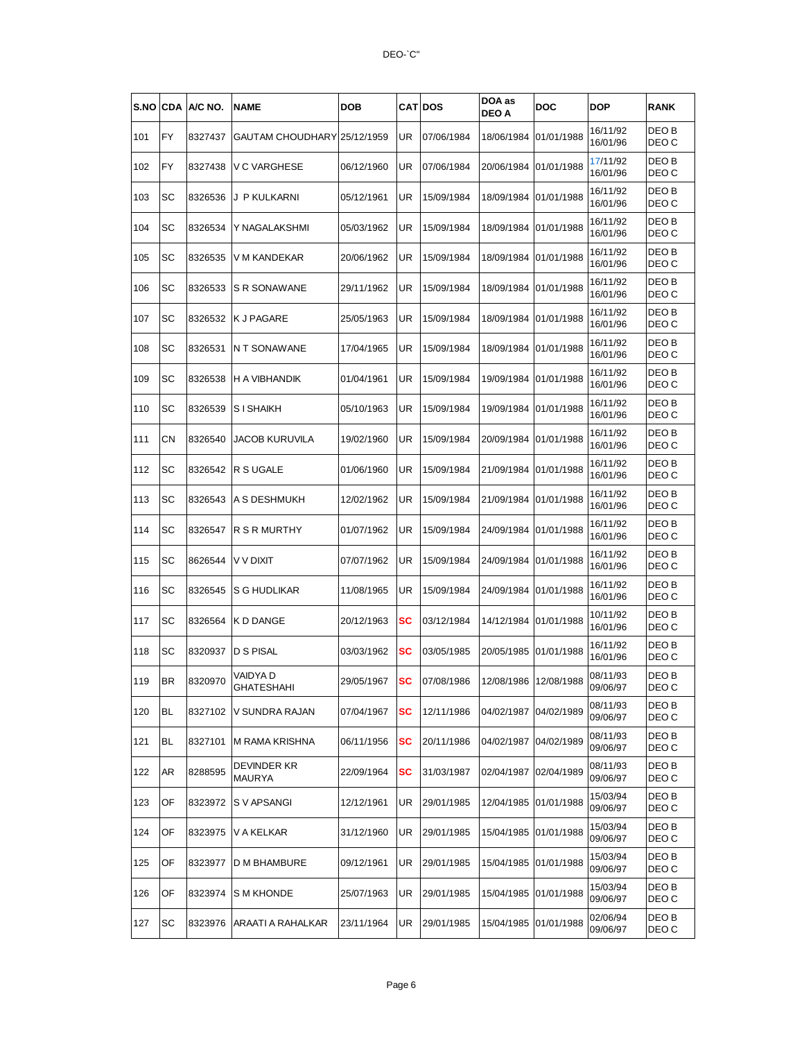DEO-`C"

| S.NO | CDA | A/C NO. | NAME | DOB | CAT | DOS | DOA as DEO A | DOC | DOP | RANK |
|---|---|---|---|---|---|---|---|---|---|---|
| 101 | FY | 8327437 | GAUTAM CHOUDHARY | 25/12/1959 | UR | 07/06/1984 | 18/06/1984 | 01/01/1988 | 16/11/92 16/01/96 | DEO B DEO C |
| 102 | FY | 8327438 | V C VARGHESE | 06/12/1960 | UR | 07/06/1984 | 20/06/1984 | 01/01/1988 | 17/11/92 16/01/96 | DEO B DEO C |
| 103 | SC | 8326536 | J P KULKARNI | 05/12/1961 | UR | 15/09/1984 | 18/09/1984 | 01/01/1988 | 16/11/92 16/01/96 | DEO B DEO C |
| 104 | SC | 8326534 | Y NAGALAKSHMI | 05/03/1962 | UR | 15/09/1984 | 18/09/1984 | 01/01/1988 | 16/11/92 16/01/96 | DEO B DEO C |
| 105 | SC | 8326535 | V M KANDEKAR | 20/06/1962 | UR | 15/09/1984 | 18/09/1984 | 01/01/1988 | 16/11/92 16/01/96 | DEO B DEO C |
| 106 | SC | 8326533 | S R SONAWANE | 29/11/1962 | UR | 15/09/1984 | 18/09/1984 | 01/01/1988 | 16/11/92 16/01/96 | DEO B DEO C |
| 107 | SC | 8326532 | K J PAGARE | 25/05/1963 | UR | 15/09/1984 | 18/09/1984 | 01/01/1988 | 16/11/92 16/01/96 | DEO B DEO C |
| 108 | SC | 8326531 | N T SONAWANE | 17/04/1965 | UR | 15/09/1984 | 18/09/1984 | 01/01/1988 | 16/11/92 16/01/96 | DEO B DEO C |
| 109 | SC | 8326538 | H A VIBHANDIK | 01/04/1961 | UR | 15/09/1984 | 19/09/1984 | 01/01/1988 | 16/11/92 16/01/96 | DEO B DEO C |
| 110 | SC | 8326539 | S I SHAIKH | 05/10/1963 | UR | 15/09/1984 | 19/09/1984 | 01/01/1988 | 16/11/92 16/01/96 | DEO B DEO C |
| 111 | CN | 8326540 | JACOB KURUVILA | 19/02/1960 | UR | 15/09/1984 | 20/09/1984 | 01/01/1988 | 16/11/92 16/01/96 | DEO B DEO C |
| 112 | SC | 8326542 | R S UGALE | 01/06/1960 | UR | 15/09/1984 | 21/09/1984 | 01/01/1988 | 16/11/92 16/01/96 | DEO B DEO C |
| 113 | SC | 8326543 | A S DESHMUKH | 12/02/1962 | UR | 15/09/1984 | 21/09/1984 | 01/01/1988 | 16/11/92 16/01/96 | DEO B DEO C |
| 114 | SC | 8326547 | R S R MURTHY | 01/07/1962 | UR | 15/09/1984 | 24/09/1984 | 01/01/1988 | 16/11/92 16/01/96 | DEO B DEO C |
| 115 | SC | 8626544 | V V DIXIT | 07/07/1962 | UR | 15/09/1984 | 24/09/1984 | 01/01/1988 | 16/11/92 16/01/96 | DEO B DEO C |
| 116 | SC | 8326545 | S G HUDLIKAR | 11/08/1965 | UR | 15/09/1984 | 24/09/1984 | 01/01/1988 | 16/11/92 16/01/96 | DEO B DEO C |
| 117 | SC | 8326564 | K D DANGE | 20/12/1963 | **SC** | 03/12/1984 | 14/12/1984 | 01/01/1988 | 10/11/92 16/01/96 | DEO B DEO C |
| 118 | SC | 8320937 | D S PISAL | 03/03/1962 | **SC** | 03/05/1985 | 20/05/1985 | 01/01/1988 | 16/11/92 16/01/96 | DEO B DEO C |
| 119 | BR | 8320970 | VAIDYA D GHATESHAHI | 29/05/1967 | **SC** | 07/08/1986 | 12/08/1986 | 12/08/1988 | 08/11/93 09/06/97 | DEO B DEO C |
| 120 | BL | 8327102 | V SUNDRA RAJAN | 07/04/1967 | **SC** | 12/11/1986 | 04/02/1987 | 04/02/1989 | 08/11/93 09/06/97 | DEO B DEO C |
| 121 | BL | 8327101 | M RAMA KRISHNA | 06/11/1956 | **SC** | 20/11/1986 | 04/02/1987 | 04/02/1989 | 08/11/93 09/06/97 | DEO B DEO C |
| 122 | AR | 8288595 | DEVINDER KR MAURYA | 22/09/1964 | **SC** | 31/03/1987 | 02/04/1987 | 02/04/1989 | 08/11/93 09/06/97 | DEO B DEO C |
| 123 | OF | 8323972 | S V APSANGI | 12/12/1961 | UR | 29/01/1985 | 12/04/1985 | 01/01/1988 | 15/03/94 09/06/97 | DEO B DEO C |
| 124 | OF | 8323975 | V A KELKAR | 31/12/1960 | UR | 29/01/1985 | 15/04/1985 | 01/01/1988 | 15/03/94 09/06/97 | DEO B DEO C |
| 125 | OF | 8323977 | D M BHAMBURE | 09/12/1961 | UR | 29/01/1985 | 15/04/1985 | 01/01/1988 | 15/03/94 09/06/97 | DEO B DEO C |
| 126 | OF | 8323974 | S M KHONDE | 25/07/1963 | UR | 29/01/1985 | 15/04/1985 | 01/01/1988 | 15/03/94 09/06/97 | DEO B DEO C |
| 127 | SC | 8323976 | ARAATI A RAHALKAR | 23/11/1964 | UR | 29/01/1985 | 15/04/1985 | 01/01/1988 | 02/06/94 09/06/97 | DEO B DEO C |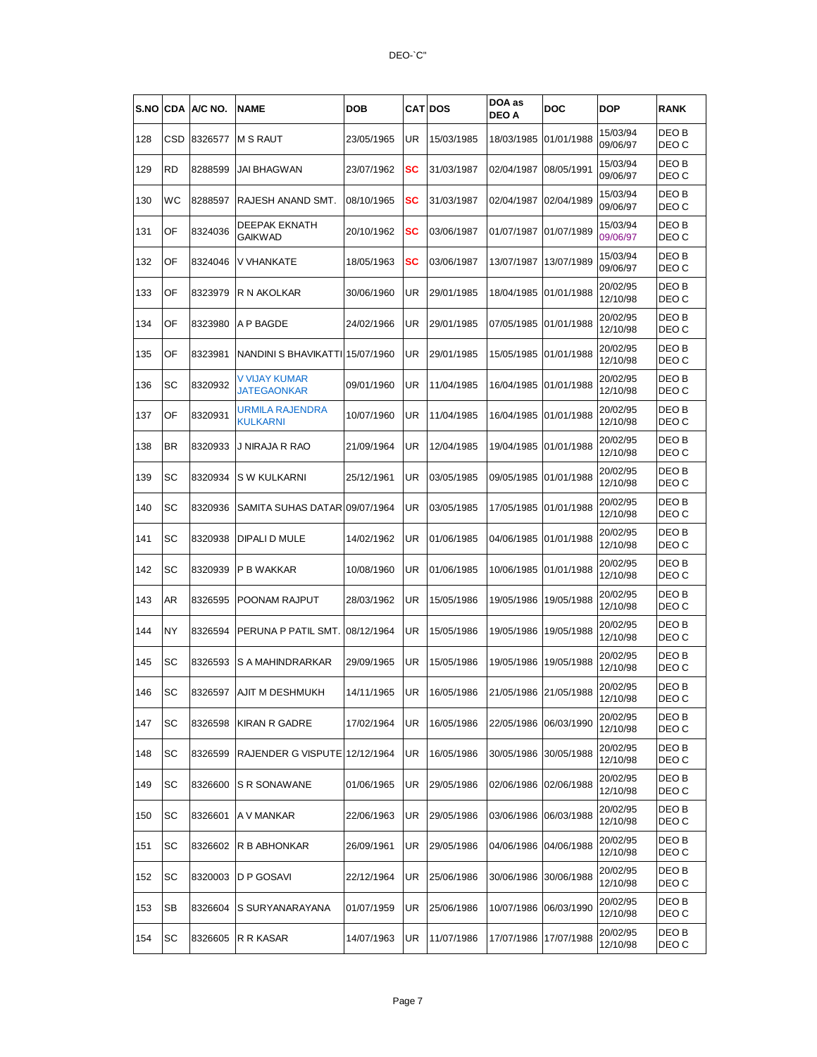DEO-`C"

| S.NO | CDA | A/C NO. | NAME | DOB | CAT | DOS | DOA as DEO A | DOC | DOP | RANK |
|---|---|---|---|---|---|---|---|---|---|---|
| 128 | CSD | 8326577 | M S RAUT | 23/05/1965 | UR | 15/03/1985 | 18/03/1985 | 01/01/1988 | 15/03/94 09/06/97 | DEO B DEO C |
| 129 | RD | 8288599 | JAI BHAGWAN | 23/07/1962 | SC | 31/03/1987 | 02/04/1987 | 08/05/1991 | 15/03/94 09/06/97 | DEO B DEO C |
| 130 | WC | 8288597 | RAJESH ANAND SMT. | 08/10/1965 | SC | 31/03/1987 | 02/04/1987 | 02/04/1989 | 15/03/94 09/06/97 | DEO B DEO C |
| 131 | OF | 8324036 | DEEPAK EKNATH GAIKWAD | 20/10/1962 | SC | 03/06/1987 | 01/07/1987 | 01/07/1989 | 15/03/94 09/06/97 | DEO B DEO C |
| 132 | OF | 8324046 | V VHANKATE | 18/05/1963 | SC | 03/06/1987 | 13/07/1987 | 13/07/1989 | 15/03/94 09/06/97 | DEO B DEO C |
| 133 | OF | 8323979 | R N AKOLKAR | 30/06/1960 | UR | 29/01/1985 | 18/04/1985 | 01/01/1988 | 20/02/95 12/10/98 | DEO B DEO C |
| 134 | OF | 8323980 | A P BAGDE | 24/02/1966 | UR | 29/01/1985 | 07/05/1985 | 01/01/1988 | 20/02/95 12/10/98 | DEO B DEO C |
| 135 | OF | 8323981 | NANDINI S BHAVIKATTI | 15/07/1960 | UR | 29/01/1985 | 15/05/1985 | 01/01/1988 | 20/02/95 12/10/98 | DEO B DEO C |
| 136 | SC | 8320932 | V VIJAY KUMAR JATEGAONKAR | 09/01/1960 | UR | 11/04/1985 | 16/04/1985 | 01/01/1988 | 20/02/95 12/10/98 | DEO B DEO C |
| 137 | OF | 8320931 | URMILA RAJENDRA KULKARNI | 10/07/1960 | UR | 11/04/1985 | 16/04/1985 | 01/01/1988 | 20/02/95 12/10/98 | DEO B DEO C |
| 138 | BR | 8320933 | J NIRAJA R RAO | 21/09/1964 | UR | 12/04/1985 | 19/04/1985 | 01/01/1988 | 20/02/95 12/10/98 | DEO B DEO C |
| 139 | SC | 8320934 | S W KULKARNI | 25/12/1961 | UR | 03/05/1985 | 09/05/1985 | 01/01/1988 | 20/02/95 12/10/98 | DEO B DEO C |
| 140 | SC | 8320936 | SAMITA SUHAS DATAR | 09/07/1964 | UR | 03/05/1985 | 17/05/1985 | 01/01/1988 | 20/02/95 12/10/98 | DEO B DEO C |
| 141 | SC | 8320938 | DIPALI D MULE | 14/02/1962 | UR | 01/06/1985 | 04/06/1985 | 01/01/1988 | 20/02/95 12/10/98 | DEO B DEO C |
| 142 | SC | 8320939 | P B WAKKAR | 10/08/1960 | UR | 01/06/1985 | 10/06/1985 | 01/01/1988 | 20/02/95 12/10/98 | DEO B DEO C |
| 143 | AR | 8326595 | POONAM RAJPUT | 28/03/1962 | UR | 15/05/1986 | 19/05/1986 | 19/05/1988 | 20/02/95 12/10/98 | DEO B DEO C |
| 144 | NY | 8326594 | PERUNA P PATIL SMT. | 08/12/1964 | UR | 15/05/1986 | 19/05/1986 | 19/05/1988 | 20/02/95 12/10/98 | DEO B DEO C |
| 145 | SC | 8326593 | S A MAHINDRARKAR | 29/09/1965 | UR | 15/05/1986 | 19/05/1986 | 19/05/1988 | 20/02/95 12/10/98 | DEO B DEO C |
| 146 | SC | 8326597 | AJIT M DESHMUKH | 14/11/1965 | UR | 16/05/1986 | 21/05/1986 | 21/05/1988 | 20/02/95 12/10/98 | DEO B DEO C |
| 147 | SC | 8326598 | KIRAN R GADRE | 17/02/1964 | UR | 16/05/1986 | 22/05/1986 | 06/03/1990 | 20/02/95 12/10/98 | DEO B DEO C |
| 148 | SC | 8326599 | RAJENDER G VISPUTE | 12/12/1964 | UR | 16/05/1986 | 30/05/1986 | 30/05/1988 | 20/02/95 12/10/98 | DEO B DEO C |
| 149 | SC | 8326600 | S R SONAWANE | 01/06/1965 | UR | 29/05/1986 | 02/06/1986 | 02/06/1988 | 20/02/95 12/10/98 | DEO B DEO C |
| 150 | SC | 8326601 | A V MANKAR | 22/06/1963 | UR | 29/05/1986 | 03/06/1986 | 06/03/1988 | 20/02/95 12/10/98 | DEO B DEO C |
| 151 | SC | 8326602 | R B ABHONKAR | 26/09/1961 | UR | 29/05/1986 | 04/06/1986 | 04/06/1988 | 20/02/95 12/10/98 | DEO B DEO C |
| 152 | SC | 8320003 | D P GOSAVI | 22/12/1964 | UR | 25/06/1986 | 30/06/1986 | 30/06/1988 | 20/02/95 12/10/98 | DEO B DEO C |
| 153 | SB | 8326604 | S SURYANARAYANA | 01/07/1959 | UR | 25/06/1986 | 10/07/1986 | 06/03/1990 | 20/02/95 12/10/98 | DEO B DEO C |
| 154 | SC | 8326605 | R R KASAR | 14/07/1963 | UR | 11/07/1986 | 17/07/1986 | 17/07/1988 | 20/02/95 12/10/98 | DEO B DEO C |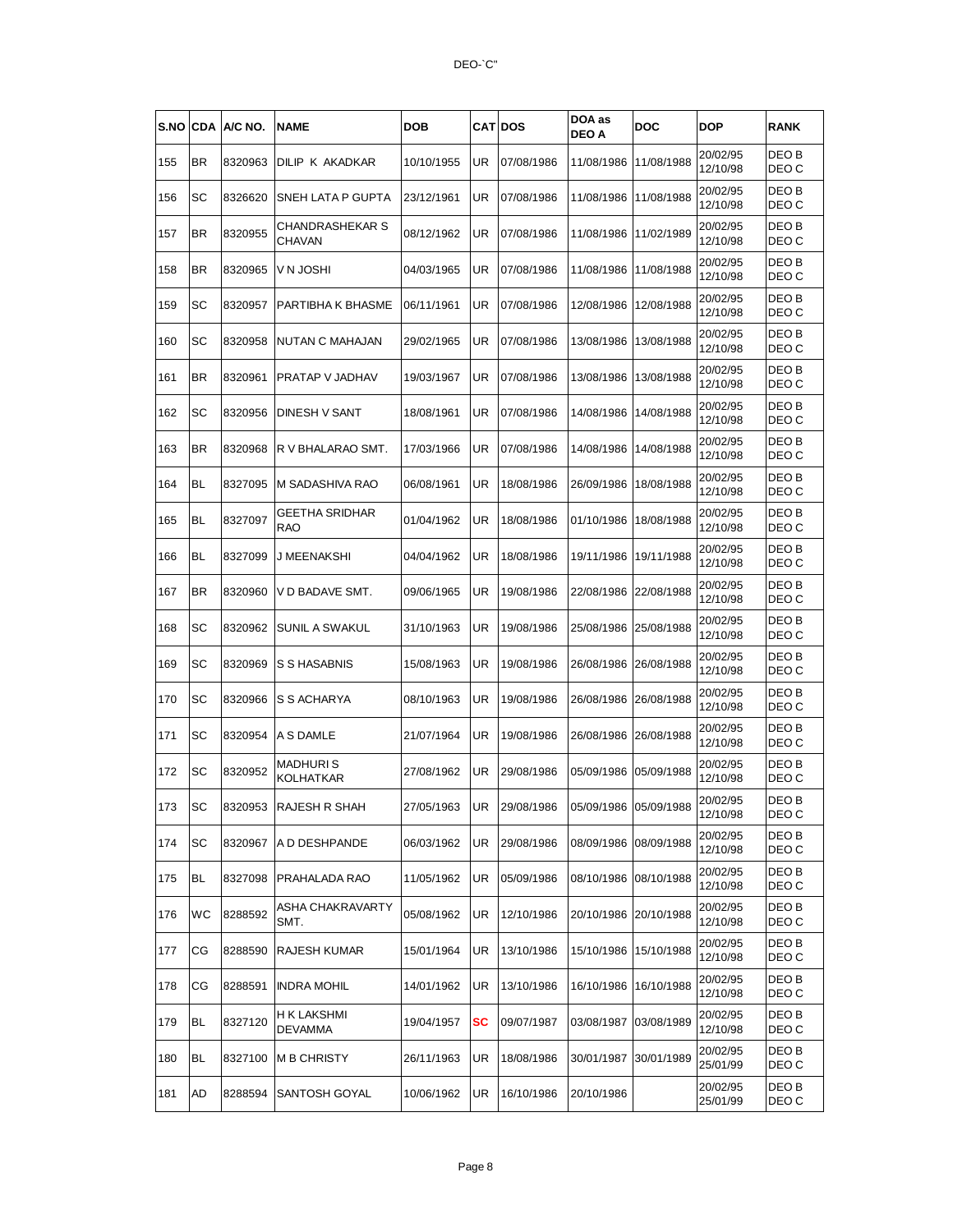DEO-`C"

| S.NO | CDA | A/C NO. | NAME | DOB | CAT | DOS | DOA as DEO A | DOC | DOP | RANK |
|---|---|---|---|---|---|---|---|---|---|---|
| 155 | BR | 8320963 | DILIP K AKADKAR | 10/10/1955 | UR | 07/08/1986 | 11/08/1986 | 11/08/1988 | 20/02/95 12/10/98 | DEO B DEO C |
| 156 | SC | 8326620 | SNEH LATA P GUPTA | 23/12/1961 | UR | 07/08/1986 | 11/08/1986 | 11/08/1988 | 20/02/95 12/10/98 | DEO B DEO C |
| 157 | BR | 8320955 | CHANDRASHEKAR S CHAVAN | 08/12/1962 | UR | 07/08/1986 | 11/08/1986 | 11/02/1989 | 20/02/95 12/10/98 | DEO B DEO C |
| 158 | BR | 8320965 | V N JOSHI | 04/03/1965 | UR | 07/08/1986 | 11/08/1986 | 11/08/1988 | 20/02/95 12/10/98 | DEO B DEO C |
| 159 | SC | 8320957 | PARTIBHA K BHASME | 06/11/1961 | UR | 07/08/1986 | 12/08/1986 | 12/08/1988 | 20/02/95 12/10/98 | DEO B DEO C |
| 160 | SC | 8320958 | NUTAN C MAHAJAN | 29/02/1965 | UR | 07/08/1986 | 13/08/1986 | 13/08/1988 | 20/02/95 12/10/98 | DEO B DEO C |
| 161 | BR | 8320961 | PRATAP V JADHAV | 19/03/1967 | UR | 07/08/1986 | 13/08/1986 | 13/08/1988 | 20/02/95 12/10/98 | DEO B DEO C |
| 162 | SC | 8320956 | DINESH V SANT | 18/08/1961 | UR | 07/08/1986 | 14/08/1986 | 14/08/1988 | 20/02/95 12/10/98 | DEO B DEO C |
| 163 | BR | 8320968 | R V BHALARAO SMT. | 17/03/1966 | UR | 07/08/1986 | 14/08/1986 | 14/08/1988 | 20/02/95 12/10/98 | DEO B DEO C |
| 164 | BL | 8327095 | M SADASHIVA RAO | 06/08/1961 | UR | 18/08/1986 | 26/09/1986 | 18/08/1988 | 20/02/95 12/10/98 | DEO B DEO C |
| 165 | BL | 8327097 | GEETHA SRIDHAR RAO | 01/04/1962 | UR | 18/08/1986 | 01/10/1986 | 18/08/1988 | 20/02/95 12/10/98 | DEO B DEO C |
| 166 | BL | 8327099 | J MEENAKSHI | 04/04/1962 | UR | 18/08/1986 | 19/11/1986 | 19/11/1988 | 20/02/95 12/10/98 | DEO B DEO C |
| 167 | BR | 8320960 | V D BADAVE SMT. | 09/06/1965 | UR | 19/08/1986 | 22/08/1986 | 22/08/1988 | 20/02/95 12/10/98 | DEO B DEO C |
| 168 | SC | 8320962 | SUNIL A SWAKUL | 31/10/1963 | UR | 19/08/1986 | 25/08/1986 | 25/08/1988 | 20/02/95 12/10/98 | DEO B DEO C |
| 169 | SC | 8320969 | S S HASABNIS | 15/08/1963 | UR | 19/08/1986 | 26/08/1986 | 26/08/1988 | 20/02/95 12/10/98 | DEO B DEO C |
| 170 | SC | 8320966 | S S ACHARYA | 08/10/1963 | UR | 19/08/1986 | 26/08/1986 | 26/08/1988 | 20/02/95 12/10/98 | DEO B DEO C |
| 171 | SC | 8320954 | A S DAMLE | 21/07/1964 | UR | 19/08/1986 | 26/08/1986 | 26/08/1988 | 20/02/95 12/10/98 | DEO B DEO C |
| 172 | SC | 8320952 | MADHURI S KOLHATKAR | 27/08/1962 | UR | 29/08/1986 | 05/09/1986 | 05/09/1988 | 20/02/95 12/10/98 | DEO B DEO C |
| 173 | SC | 8320953 | RAJESH R SHAH | 27/05/1963 | UR | 29/08/1986 | 05/09/1986 | 05/09/1988 | 20/02/95 12/10/98 | DEO B DEO C |
| 174 | SC | 8320967 | A D DESHPANDE | 06/03/1962 | UR | 29/08/1986 | 08/09/1986 | 08/09/1988 | 20/02/95 12/10/98 | DEO B DEO C |
| 175 | BL | 8327098 | PRAHALADA RAO | 11/05/1962 | UR | 05/09/1986 | 08/10/1986 | 08/10/1988 | 20/02/95 12/10/98 | DEO B DEO C |
| 176 | WC | 8288592 | ASHA CHAKRAVARTY SMT. | 05/08/1962 | UR | 12/10/1986 | 20/10/1986 | 20/10/1988 | 20/02/95 12/10/98 | DEO B DEO C |
| 177 | CG | 8288590 | RAJESH KUMAR | 15/01/1964 | UR | 13/10/1986 | 15/10/1986 | 15/10/1988 | 20/02/95 12/10/98 | DEO B DEO C |
| 178 | CG | 8288591 | INDRA MOHIL | 14/01/1962 | UR | 13/10/1986 | 16/10/1986 | 16/10/1988 | 20/02/95 12/10/98 | DEO B DEO C |
| 179 | BL | 8327120 | H K LAKSHMI DEVAMMA | 19/04/1957 | **SC** | 09/07/1987 | 03/08/1987 | 03/08/1989 | 20/02/95 12/10/98 | DEO B DEO C |
| 180 | BL | 8327100 | M B CHRISTY | 26/11/1963 | UR | 18/08/1986 | 30/01/1987 | 30/01/1989 | 20/02/95 25/01/99 | DEO B DEO C |
| 181 | AD | 8288594 | SANTOSH GOYAL | 10/06/1962 | UR | 16/10/1986 | 20/10/1986 | | 20/02/95 25/01/99 | DEO B DEO C |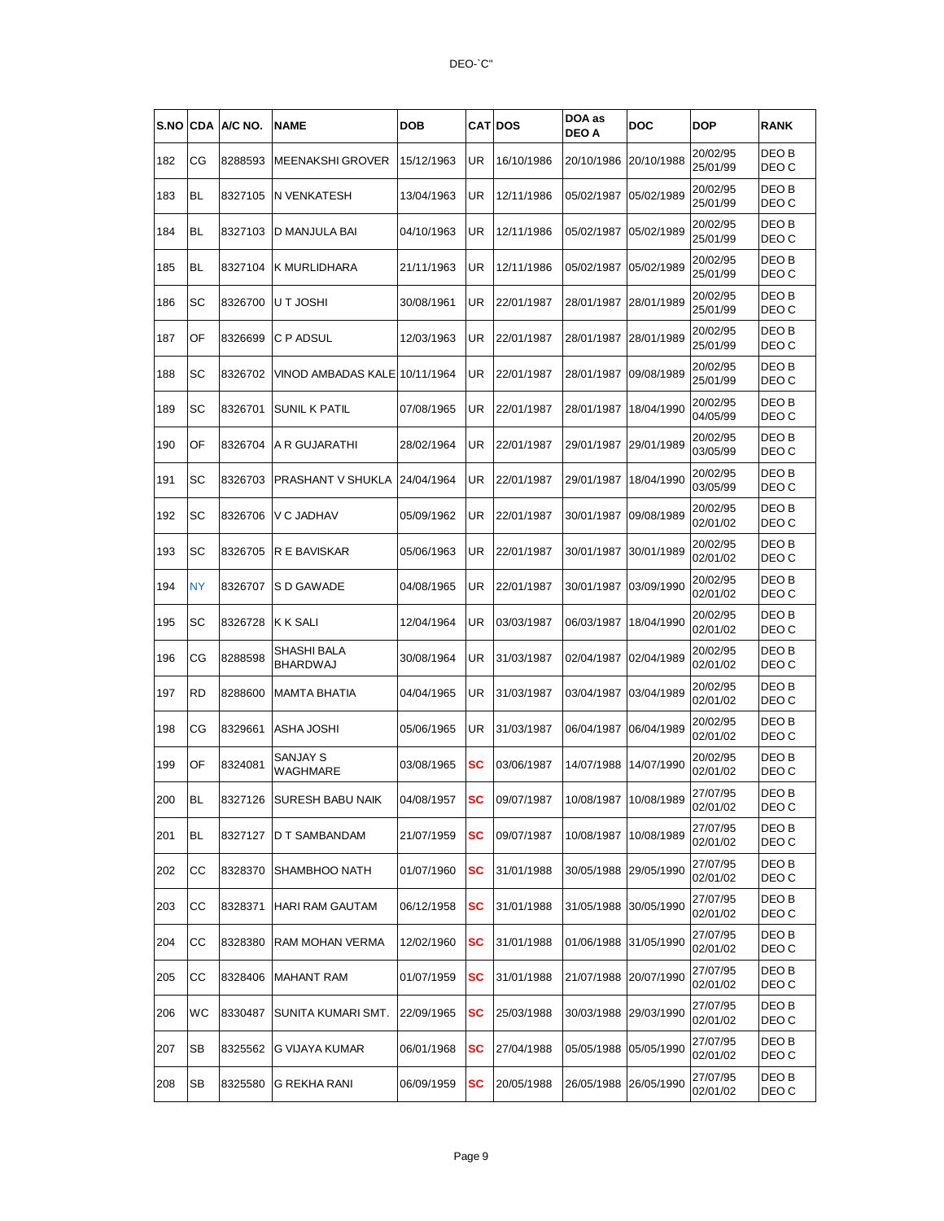DEO-`C"

| S.NO | CDA | A/C NO. | NAME | DOB | CAT | DOS | DOA as DEO A | DOC | DOP | RANK |
|---|---|---|---|---|---|---|---|---|---|---|
| 182 | CG | 8288593 | MEENAKSHI GROVER | 15/12/1963 | UR | 16/10/1986 | 20/10/1986 | 20/10/1988 | 20/02/95 25/01/99 | DEO B DEO C |
| 183 | BL | 8327105 | N VENKATESH | 13/04/1963 | UR | 12/11/1986 | 05/02/1987 | 05/02/1989 | 20/02/95 25/01/99 | DEO B DEO C |
| 184 | BL | 8327103 | D MANJULA BAI | 04/10/1963 | UR | 12/11/1986 | 05/02/1987 | 05/02/1989 | 20/02/95 25/01/99 | DEO B DEO C |
| 185 | BL | 8327104 | K MURLIDHARA | 21/11/1963 | UR | 12/11/1986 | 05/02/1987 | 05/02/1989 | 20/02/95 25/01/99 | DEO B DEO C |
| 186 | SC | 8326700 | U T JOSHI | 30/08/1961 | UR | 22/01/1987 | 28/01/1987 | 28/01/1989 | 20/02/95 25/01/99 | DEO B DEO C |
| 187 | OF | 8326699 | C P ADSUL | 12/03/1963 | UR | 22/01/1987 | 28/01/1987 | 28/01/1989 | 20/02/95 25/01/99 | DEO B DEO C |
| 188 | SC | 8326702 | VINOD AMBADAS KALE | 10/11/1964 | UR | 22/01/1987 | 28/01/1987 | 09/08/1989 | 20/02/95 25/01/99 | DEO B DEO C |
| 189 | SC | 8326701 | SUNIL K PATIL | 07/08/1965 | UR | 22/01/1987 | 28/01/1987 | 18/04/1990 | 20/02/95 04/05/99 | DEO B DEO C |
| 190 | OF | 8326704 | A R GUJARATHI | 28/02/1964 | UR | 22/01/1987 | 29/01/1987 | 29/01/1989 | 20/02/95 03/05/99 | DEO B DEO C |
| 191 | SC | 8326703 | PRASHANT V SHUKLA | 24/04/1964 | UR | 22/01/1987 | 29/01/1987 | 18/04/1990 | 20/02/95 03/05/99 | DEO B DEO C |
| 192 | SC | 8326706 | V C JADHAV | 05/09/1962 | UR | 22/01/1987 | 30/01/1987 | 09/08/1989 | 20/02/95 02/01/02 | DEO B DEO C |
| 193 | SC | 8326705 | R E BAVISKAR | 05/06/1963 | UR | 22/01/1987 | 30/01/1987 | 30/01/1989 | 20/02/95 02/01/02 | DEO B DEO C |
| 194 | NY | 8326707 | S D GAWADE | 04/08/1965 | UR | 22/01/1987 | 30/01/1987 | 03/09/1990 | 20/02/95 02/01/02 | DEO B DEO C |
| 195 | SC | 8326728 | K K SALI | 12/04/1964 | UR | 03/03/1987 | 06/03/1987 | 18/04/1990 | 20/02/95 02/01/02 | DEO B DEO C |
| 196 | CG | 8288598 | SHASHI BALA BHARDWAJ | 30/08/1964 | UR | 31/03/1987 | 02/04/1987 | 02/04/1989 | 20/02/95 02/01/02 | DEO B DEO C |
| 197 | RD | 8288600 | MAMTA BHATIA | 04/04/1965 | UR | 31/03/1987 | 03/04/1987 | 03/04/1989 | 20/02/95 02/01/02 | DEO B DEO C |
| 198 | CG | 8329661 | ASHA JOSHI | 05/06/1965 | UR | 31/03/1987 | 06/04/1987 | 06/04/1989 | 20/02/95 02/01/02 | DEO B DEO C |
| 199 | OF | 8324081 | SANJAY S WAGHMARE | 03/08/1965 | SC | 03/06/1987 | 14/07/1988 | 14/07/1990 | 20/02/95 02/01/02 | DEO B DEO C |
| 200 | BL | 8327126 | SURESH BABU NAIK | 04/08/1957 | SC | 09/07/1987 | 10/08/1987 | 10/08/1989 | 27/07/95 02/01/02 | DEO B DEO C |
| 201 | BL | 8327127 | D T SAMBANDAM | 21/07/1959 | SC | 09/07/1987 | 10/08/1987 | 10/08/1989 | 27/07/95 02/01/02 | DEO B DEO C |
| 202 | CC | 8328370 | SHAMBHOO NATH | 01/07/1960 | SC | 31/01/1988 | 30/05/1988 | 29/05/1990 | 27/07/95 02/01/02 | DEO B DEO C |
| 203 | CC | 8328371 | HARI RAM GAUTAM | 06/12/1958 | SC | 31/01/1988 | 31/05/1988 | 30/05/1990 | 27/07/95 02/01/02 | DEO B DEO C |
| 204 | CC | 8328380 | RAM MOHAN VERMA | 12/02/1960 | SC | 31/01/1988 | 01/06/1988 | 31/05/1990 | 27/07/95 02/01/02 | DEO B DEO C |
| 205 | CC | 8328406 | MAHANT RAM | 01/07/1959 | SC | 31/01/1988 | 21/07/1988 | 20/07/1990 | 27/07/95 02/01/02 | DEO B DEO C |
| 206 | WC | 8330487 | SUNITA KUMARI SMT. | 22/09/1965 | SC | 25/03/1988 | 30/03/1988 | 29/03/1990 | 27/07/95 02/01/02 | DEO B DEO C |
| 207 | SB | 8325562 | G VIJAYA KUMAR | 06/01/1968 | SC | 27/04/1988 | 05/05/1988 | 05/05/1990 | 27/07/95 02/01/02 | DEO B DEO C |
| 208 | SB | 8325580 | G REKHA RANI | 06/09/1959 | SC | 20/05/1988 | 26/05/1988 | 26/05/1990 | 27/07/95 02/01/02 | DEO B DEO C |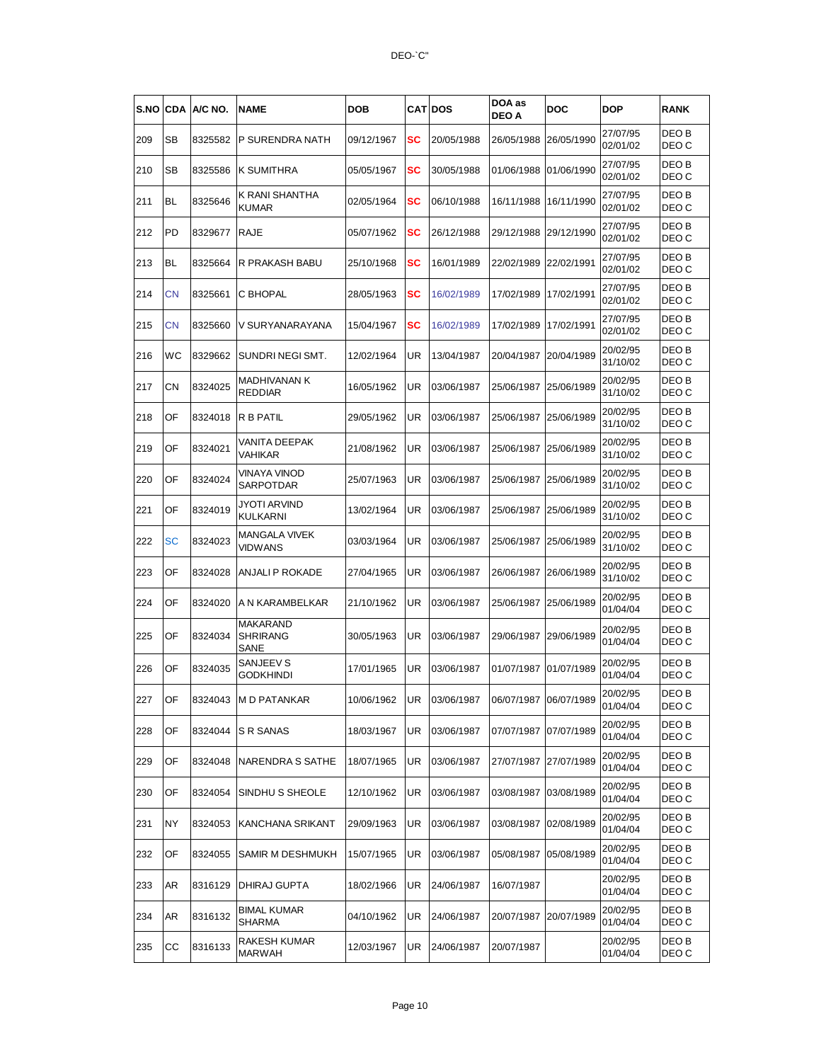DEO-`C"

| S.NO | CDA | A/C NO. | NAME | DOB | CAT | DOS | DOA as DEO A | DOC | DOP | RANK |
|---|---|---|---|---|---|---|---|---|---|---|
| 209 | SB | 8325582 | P SURENDRA NATH | 09/12/1967 | SC | 20/05/1988 | 26/05/1988 | 26/05/1990 | 27/07/95 02/01/02 | DEO B DEO C |
| 210 | SB | 8325586 | K SUMITHRA | 05/05/1967 | SC | 30/05/1988 | 01/06/1988 | 01/06/1990 | 27/07/95 02/01/02 | DEO B DEO C |
| 211 | BL | 8325646 | K RANI SHANTHA KUMAR | 02/05/1964 | SC | 06/10/1988 | 16/11/1988 | 16/11/1990 | 27/07/95 02/01/02 | DEO B DEO C |
| 212 | PD | 8329677 | RAJE | 05/07/1962 | SC | 26/12/1988 | 29/12/1988 | 29/12/1990 | 27/07/95 02/01/02 | DEO B DEO C |
| 213 | BL | 8325664 | R PRAKASH BABU | 25/10/1968 | SC | 16/01/1989 | 22/02/1989 | 22/02/1991 | 27/07/95 02/01/02 | DEO B DEO C |
| 214 | CN | 8325661 | C BHOPAL | 28/05/1963 | SC | 16/02/1989 | 17/02/1989 | 17/02/1991 | 27/07/95 02/01/02 | DEO B DEO C |
| 215 | CN | 8325660 | V SURYANARAYANA | 15/04/1967 | SC | 16/02/1989 | 17/02/1989 | 17/02/1991 | 27/07/95 02/01/02 | DEO B DEO C |
| 216 | WC | 8329662 | SUNDRI NEGI SMT. | 12/02/1964 | UR | 13/04/1987 | 20/04/1987 | 20/04/1989 | 20/02/95 31/10/02 | DEO B DEO C |
| 217 | CN | 8324025 | MADHIVANAN K REDDIAR | 16/05/1962 | UR | 03/06/1987 | 25/06/1987 | 25/06/1989 | 20/02/95 31/10/02 | DEO B DEO C |
| 218 | OF | 8324018 | R B PATIL | 29/05/1962 | UR | 03/06/1987 | 25/06/1987 | 25/06/1989 | 20/02/95 31/10/02 | DEO B DEO C |
| 219 | OF | 8324021 | VANITA DEEPAK VAHIKAR | 21/08/1962 | UR | 03/06/1987 | 25/06/1987 | 25/06/1989 | 20/02/95 31/10/02 | DEO B DEO C |
| 220 | OF | 8324024 | VINAYA VINOD SARPOTDAR | 25/07/1963 | UR | 03/06/1987 | 25/06/1987 | 25/06/1989 | 20/02/95 31/10/02 | DEO B DEO C |
| 221 | OF | 8324019 | JYOTI ARVIND KULKARNI | 13/02/1964 | UR | 03/06/1987 | 25/06/1987 | 25/06/1989 | 20/02/95 31/10/02 | DEO B DEO C |
| 222 | SC | 8324023 | MANGALA VIVEK VIDWANS | 03/03/1964 | UR | 03/06/1987 | 25/06/1987 | 25/06/1989 | 20/02/95 31/10/02 | DEO B DEO C |
| 223 | OF | 8324028 | ANJALI P ROKADE | 27/04/1965 | UR | 03/06/1987 | 26/06/1987 | 26/06/1989 | 20/02/95 31/10/02 | DEO B DEO C |
| 224 | OF | 8324020 | A N KARAMBELKAR | 21/10/1962 | UR | 03/06/1987 | 25/06/1987 | 25/06/1989 | 20/02/95 01/04/04 | DEO B DEO C |
| 225 | OF | 8324034 | MAKARAND SHRIRANG SANE | 30/05/1963 | UR | 03/06/1987 | 29/06/1987 | 29/06/1989 | 20/02/95 01/04/04 | DEO B DEO C |
| 226 | OF | 8324035 | SANJEEV S GODKHINDI | 17/01/1965 | UR | 03/06/1987 | 01/07/1987 | 01/07/1989 | 20/02/95 01/04/04 | DEO B DEO C |
| 227 | OF | 8324043 | M D PATANKAR | 10/06/1962 | UR | 03/06/1987 | 06/07/1987 | 06/07/1989 | 20/02/95 01/04/04 | DEO B DEO C |
| 228 | OF | 8324044 | S R SANAS | 18/03/1967 | UR | 03/06/1987 | 07/07/1987 | 07/07/1989 | 20/02/95 01/04/04 | DEO B DEO C |
| 229 | OF | 8324048 | NARENDRA S SATHE | 18/07/1965 | UR | 03/06/1987 | 27/07/1987 | 27/07/1989 | 20/02/95 01/04/04 | DEO B DEO C |
| 230 | OF | 8324054 | SINDHU S SHEOLE | 12/10/1962 | UR | 03/06/1987 | 03/08/1987 | 03/08/1989 | 20/02/95 01/04/04 | DEO B DEO C |
| 231 | NY | 8324053 | KANCHANA SRIKANT | 29/09/1963 | UR | 03/06/1987 | 03/08/1987 | 02/08/1989 | 20/02/95 01/04/04 | DEO B DEO C |
| 232 | OF | 8324055 | SAMIR M DESHMUKH | 15/07/1965 | UR | 03/06/1987 | 05/08/1987 | 05/08/1989 | 20/02/95 01/04/04 | DEO B DEO C |
| 233 | AR | 8316129 | DHIRAJ GUPTA | 18/02/1966 | UR | 24/06/1987 | 16/07/1987 | | 20/02/95 01/04/04 | DEO B DEO C |
| 234 | AR | 8316132 | BIMAL KUMAR SHARMA | 04/10/1962 | UR | 24/06/1987 | 20/07/1987 | 20/07/1989 | 20/02/95 01/04/04 | DEO B DEO C |
| 235 | CC | 8316133 | RAKESH KUMAR MARWAH | 12/03/1967 | UR | 24/06/1987 | 20/07/1987 | | 20/02/95 01/04/04 | DEO B DEO C |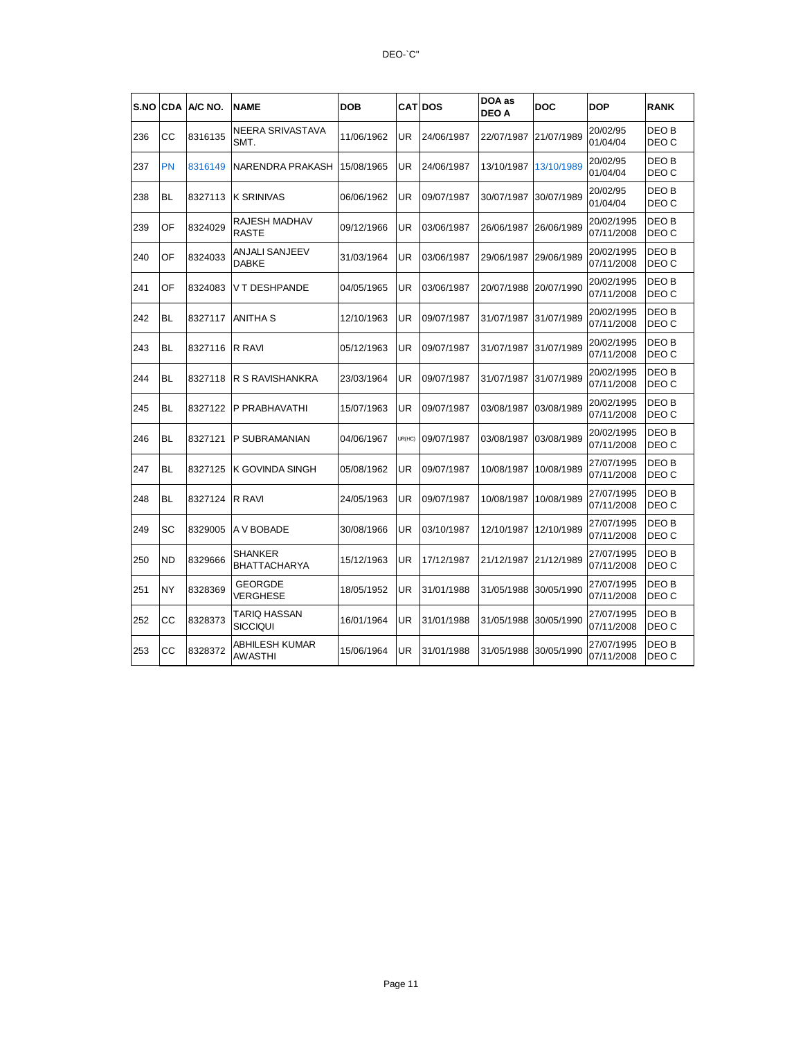DEO-`C"

| S.NO | CDA | A/C NO. | NAME | DOB | CAT | DOS | DOA as DEO A | DOC | DOP | RANK |
|---|---|---|---|---|---|---|---|---|---|---|
| 236 | CC | 8316135 | NEERA SRIVASTAVA SMT. | 11/06/1962 | UR | 24/06/1987 | 22/07/1987 | 21/07/1989 | 20/02/95 01/04/04 | DEO B DEO C |
| 237 | PN | 8316149 | NARENDRA PRAKASH | 15/08/1965 | UR | 24/06/1987 | 13/10/1987 | 13/10/1989 | 20/02/95 01/04/04 | DEO B DEO C |
| 238 | BL | 8327113 | K SRINIVAS | 06/06/1962 | UR | 09/07/1987 | 30/07/1987 | 30/07/1989 | 20/02/95 01/04/04 | DEO B DEO C |
| 239 | OF | 8324029 | RAJESH MADHAV RASTE | 09/12/1966 | UR | 03/06/1987 | 26/06/1987 | 26/06/1989 | 20/02/1995 07/11/2008 | DEO B DEO C |
| 240 | OF | 8324033 | ANJALI SANJEEV DABKE | 31/03/1964 | UR | 03/06/1987 | 29/06/1987 | 29/06/1989 | 20/02/1995 07/11/2008 | DEO B DEO C |
| 241 | OF | 8324083 | V T DESHPANDE | 04/05/1965 | UR | 03/06/1987 | 20/07/1988 | 20/07/1990 | 20/02/1995 07/11/2008 | DEO B DEO C |
| 242 | BL | 8327117 | ANITHA S | 12/10/1963 | UR | 09/07/1987 | 31/07/1987 | 31/07/1989 | 20/02/1995 07/11/2008 | DEO B DEO C |
| 243 | BL | 8327116 | R RAVI | 05/12/1963 | UR | 09/07/1987 | 31/07/1987 | 31/07/1989 | 20/02/1995 07/11/2008 | DEO B DEO C |
| 244 | BL | 8327118 | R S RAVISHANKRA | 23/03/1964 | UR | 09/07/1987 | 31/07/1987 | 31/07/1989 | 20/02/1995 07/11/2008 | DEO B DEO C |
| 245 | BL | 8327122 | P PRABHAVATHI | 15/07/1963 | UR | 09/07/1987 | 03/08/1987 | 03/08/1989 | 20/02/1995 07/11/2008 | DEO B DEO C |
| 246 | BL | 8327121 | P SUBRAMANIAN | 04/06/1967 | UR(HC) | 09/07/1987 | 03/08/1987 | 03/08/1989 | 20/02/1995 07/11/2008 | DEO B DEO C |
| 247 | BL | 8327125 | K GOVINDA SINGH | 05/08/1962 | UR | 09/07/1987 | 10/08/1987 | 10/08/1989 | 27/07/1995 07/11/2008 | DEO B DEO C |
| 248 | BL | 8327124 | R RAVI | 24/05/1963 | UR | 09/07/1987 | 10/08/1987 | 10/08/1989 | 27/07/1995 07/11/2008 | DEO B DEO C |
| 249 | SC | 8329005 | A V BOBADE | 30/08/1966 | UR | 03/10/1987 | 12/10/1987 | 12/10/1989 | 27/07/1995 07/11/2008 | DEO B DEO C |
| 250 | ND | 8329666 | SHANKER BHATTACHARYA | 15/12/1963 | UR | 17/12/1987 | 21/12/1987 | 21/12/1989 | 27/07/1995 07/11/2008 | DEO B DEO C |
| 251 | NY | 8328369 | GEORGDE VERGHESE | 18/05/1952 | UR | 31/01/1988 | 31/05/1988 | 30/05/1990 | 27/07/1995 07/11/2008 | DEO B DEO C |
| 252 | CC | 8328373 | TARIQ HASSAN SICCIQUI | 16/01/1964 | UR | 31/01/1988 | 31/05/1988 | 30/05/1990 | 27/07/1995 07/11/2008 | DEO B DEO C |
| 253 | CC | 8328372 | ABHILESH KUMAR AWASTHI | 15/06/1964 | UR | 31/01/1988 | 31/05/1988 | 30/05/1990 | 27/07/1995 07/11/2008 | DEO B DEO C |